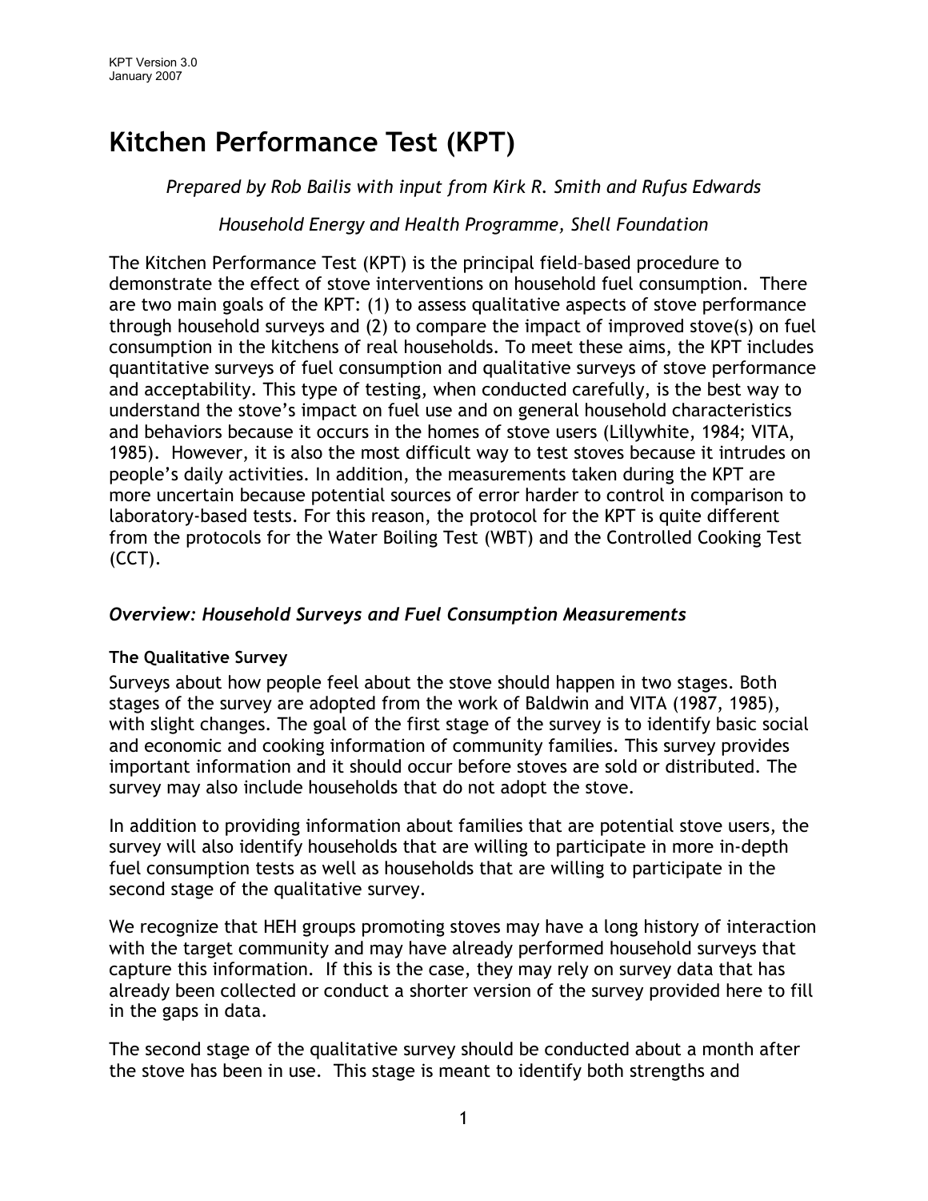# Kitchen Performance Test (KPT)

*Prepared by Rob Bailis with input from Kirk R. Smith and Rufus Edwards*

*Household Energy and Health Programme, Shell Foundation*

The Kitchen Performance Test (KPT) is the principal field–based procedure to demonstrate the effect of stove interventions on household fuel consumption. There are two main goals of the KPT: (1) to assess qualitative aspects of stove performance through household surveys and (2) to compare the impact of improved stove(s) on fuel consumption in the kitchens of real households. To meet these aims, the KPT includes quantitative surveys of fuel consumption and qualitative surveys of stove performance and acceptability. This type of testing, when conducted carefully, is the best way to understand the stove's impact on fuel use and on general household characteristics and behaviors because it occurs in the homes of stove users (Lillywhite, 1984; VITA, 1985). However, it is also the most difficult way to test stoves because it intrudes on people's daily activities. In addition, the measurements taken during the KPT are more uncertain because potential sources of error harder to control in comparison to laboratory-based tests. For this reason, the protocol for the KPT is quite different from the protocols for the Water Boiling Test (WBT) and the Controlled Cooking Test (CCT).

## *Overview: Household Surveys and Fuel Consumption Measurements*

### The Qualitative Survey

Surveys about how people feel about the stove should happen in two stages. Both stages of the survey are adopted from the work of Baldwin and VITA (1987, 1985), with slight changes. The goal of the first stage of the survey is to identify basic social and economic and cooking information of community families. This survey provides important information and it should occur before stoves are sold or distributed. The survey may also include households that do not adopt the stove.

In addition to providing information about families that are potential stove users, the survey will also identify households that are willing to participate in more in-depth fuel consumption tests as well as households that are willing to participate in the second stage of the qualitative survey.

We recognize that HEH groups promoting stoves may have a long history of interaction with the target community and may have already performed household surveys that capture this information. If this is the case, they may rely on survey data that has already been collected or conduct a shorter version of the survey provided here to fill in the gaps in data.

The second stage of the qualitative survey should be conducted about a month after the stove has been in use. This stage is meant to identify both strengths and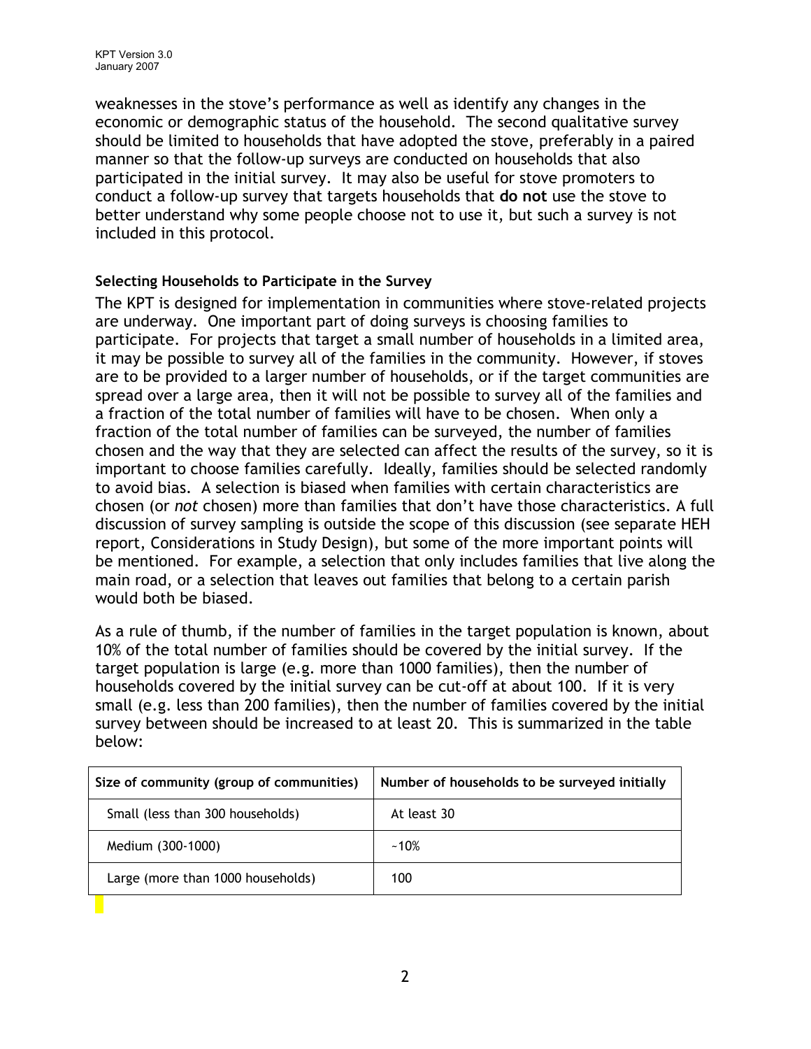weaknesses in the stove's performance as well as identify any changes in the economic or demographic status of the household. The second qualitative survey should be limited to households that have adopted the stove, preferably in a paired manner so that the follow-up surveys are conducted on households that also participated in the initial survey. It may also be useful for stove promoters to conduct a follow-up survey that targets households that **do not** use the stove to better understand why some people choose not to use it, but such a survey is not included in this protocol.

### Selecting Households to Participate in the Survey

The KPT is designed for implementation in communities where stove-related projects are underway. One important part of doing surveys is choosing families to participate. For projects that target a small number of households in a limited area, it may be possible to survey all of the families in the community. However, if stoves are to be provided to a larger number of households, or if the target communities are spread over a large area, then it will not be possible to survey all of the families and a fraction of the total number of families will have to be chosen. When only a fraction of the total number of families can be surveyed, the number of families chosen and the way that they are selected can affect the results of the survey, so it is important to choose families carefully. Ideally, families should be selected randomly to avoid bias. A selection is biased when families with certain characteristics are chosen (or *not* chosen) more than families that don't have those characteristics. A full discussion of survey sampling is outside the scope of this discussion (see separate HEH report, Considerations in Study Design), but some of the more important points will be mentioned. For example, a selection that only includes families that live along the main road, or a selection that leaves out families that belong to a certain parish would both be biased.

As a rule of thumb, if the number of families in the target population is known, about 10% of the total number of families should be covered by the initial survey. If the target population is large (e.g. more than 1000 families), then the number of households covered by the initial survey can be cut-off at about 100. If it is very small (e.g. less than 200 families), then the number of families covered by the initial survey between should be increased to at least 20. This is summarized in the table below:

| Size of community (group of communities) | Number of households to be surveyed initially |
|---|---|
| Small (less than 300 households) | At least 30 |
| Medium (300-1000) | ~10% |
| Large (more than 1000 households) | 100 |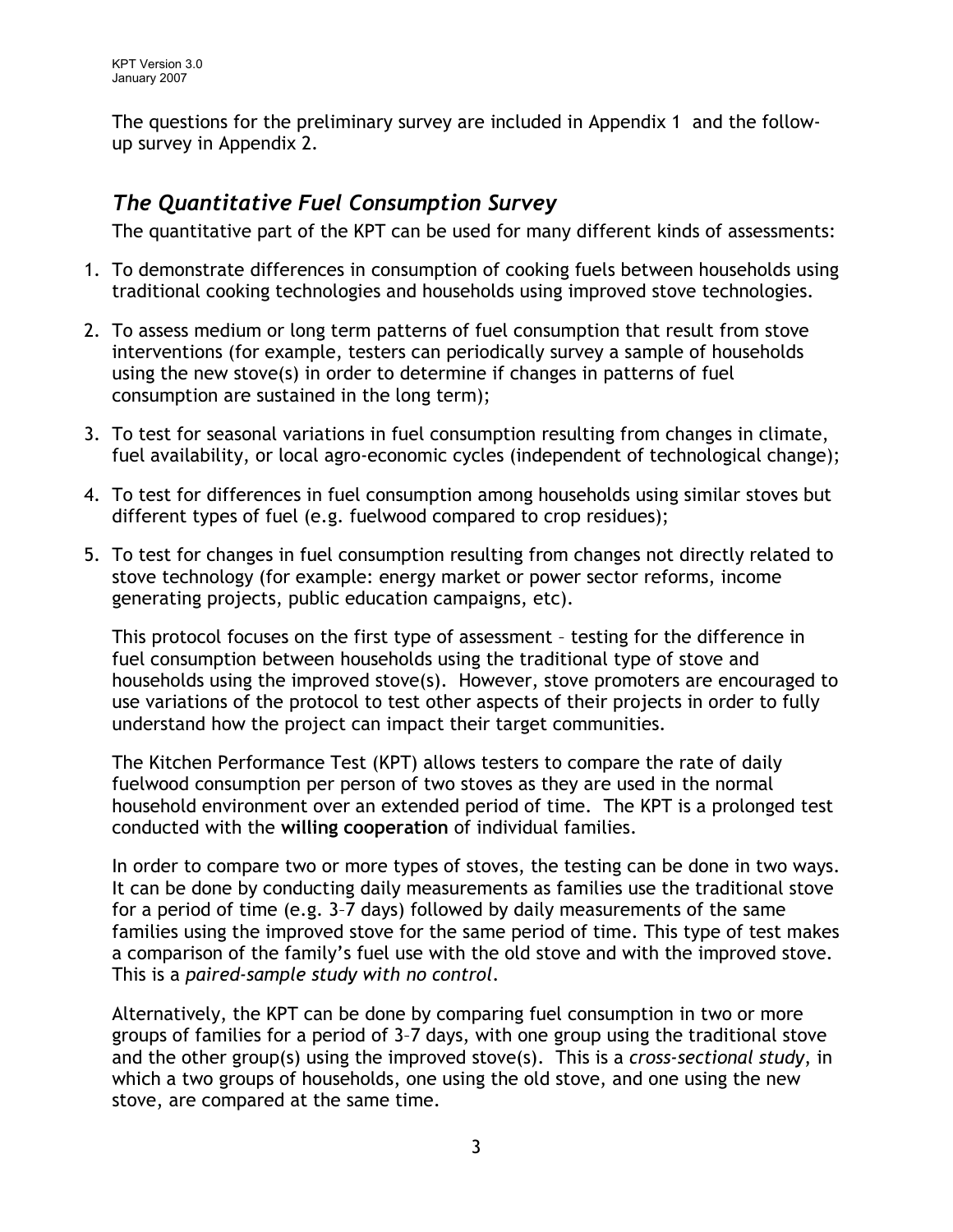The questions for the preliminary survey are included in Appendix 1 and the follow-up survey in Appendix 2.

## *The Quantitative Fuel Consumption Survey*

The quantitative part of the KPT can be used for many different kinds of assessments:

1. To demonstrate differences in consumption of cooking fuels between households using traditional cooking technologies and households using improved stove technologies.
2. To assess medium or long term patterns of fuel consumption that result from stove interventions (for example, testers can periodically survey a sample of households using the new stove(s) in order to determine if changes in patterns of fuel consumption are sustained in the long term);
3. To test for seasonal variations in fuel consumption resulting from changes in climate, fuel availability, or local agro-economic cycles (independent of technological change);
4. To test for differences in fuel consumption among households using similar stoves but different types of fuel (e.g. fuelwood compared to crop residues);
5. To test for changes in fuel consumption resulting from changes not directly related to stove technology (for example: energy market or power sector reforms, income generating projects, public education campaigns, etc).

This protocol focuses on the first type of assessment – testing for the difference in fuel consumption between households using the traditional type of stove and households using the improved stove(s). However, stove promoters are encouraged to use variations of the protocol to test other aspects of their projects in order to fully understand how the project can impact their target communities.

The Kitchen Performance Test (KPT) allows testers to compare the rate of daily fuelwood consumption per person of two stoves as they are used in the normal household environment over an extended period of time. The KPT is a prolonged test conducted with the **willing cooperation** of individual families.

In order to compare two or more types of stoves, the testing can be done in two ways. It can be done by conducting daily measurements as families use the traditional stove for a period of time (e.g. 3–7 days) followed by daily measurements of the same families using the improved stove for the same period of time. This type of test makes a comparison of the family's fuel use with the old stove and with the improved stove. This is a *paired-sample study with no control*.

Alternatively, the KPT can be done by comparing fuel consumption in two or more groups of families for a period of 3–7 days, with one group using the traditional stove and the other group(s) using the improved stove(s). This is a *cross-sectional study*, in which a two groups of households, one using the old stove, and one using the new stove, are compared at the same time.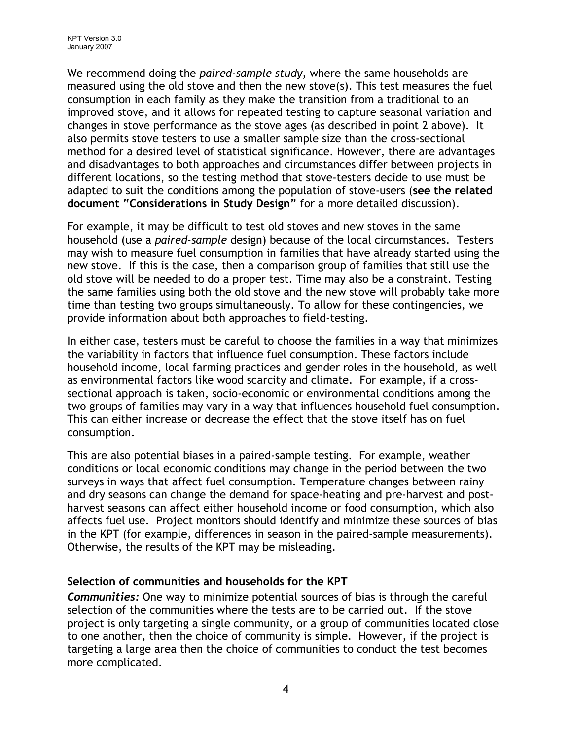We recommend doing the *paired-sample study*, where the same households are measured using the old stove and then the new stove(s). This test measures the fuel consumption in each family as they make the transition from a traditional to an improved stove, and it allows for repeated testing to capture seasonal variation and changes in stove performance as the stove ages (as described in point 2 above). It also permits stove testers to use a smaller sample size than the cross-sectional method for a desired level of statistical significance. However, there are advantages and disadvantages to both approaches and circumstances differ between projects in different locations, so the testing method that stove-testers decide to use must be adapted to suit the conditions among the population of stove-users (**see the related document "Considerations in Study Design"** for a more detailed discussion).

For example, it may be difficult to test old stoves and new stoves in the same household (use a *paired-sample* design) because of the local circumstances. Testers may wish to measure fuel consumption in families that have already started using the new stove. If this is the case, then a comparison group of families that still use the old stove will be needed to do a proper test. Time may also be a constraint. Testing the same families using both the old stove and the new stove will probably take more time than testing two groups simultaneously. To allow for these contingencies, we provide information about both approaches to field-testing.

In either case, testers must be careful to choose the families in a way that minimizes the variability in factors that influence fuel consumption. These factors include household income, local farming practices and gender roles in the household, as well as environmental factors like wood scarcity and climate. For example, if a cross-sectional approach is taken, socio-economic or environmental conditions among the two groups of families may vary in a way that influences household fuel consumption. This can either increase or decrease the effect that the stove itself has on fuel consumption.

This are also potential biases in a paired-sample testing. For example, weather conditions or local economic conditions may change in the period between the two surveys in ways that affect fuel consumption. Temperature changes between rainy and dry seasons can change the demand for space-heating and pre-harvest and post-harvest seasons can affect either household income or food consumption, which also affects fuel use. Project monitors should identify and minimize these sources of bias in the KPT (for example, differences in season in the paired-sample measurements). Otherwise, the results of the KPT may be misleading.

### Selection of communities and households for the KPT

***Communities:*** One way to minimize potential sources of bias is through the careful selection of the communities where the tests are to be carried out. If the stove project is only targeting a single community, or a group of communities located close to one another, then the choice of community is simple. However, if the project is targeting a large area then the choice of communities to conduct the test becomes more complicated.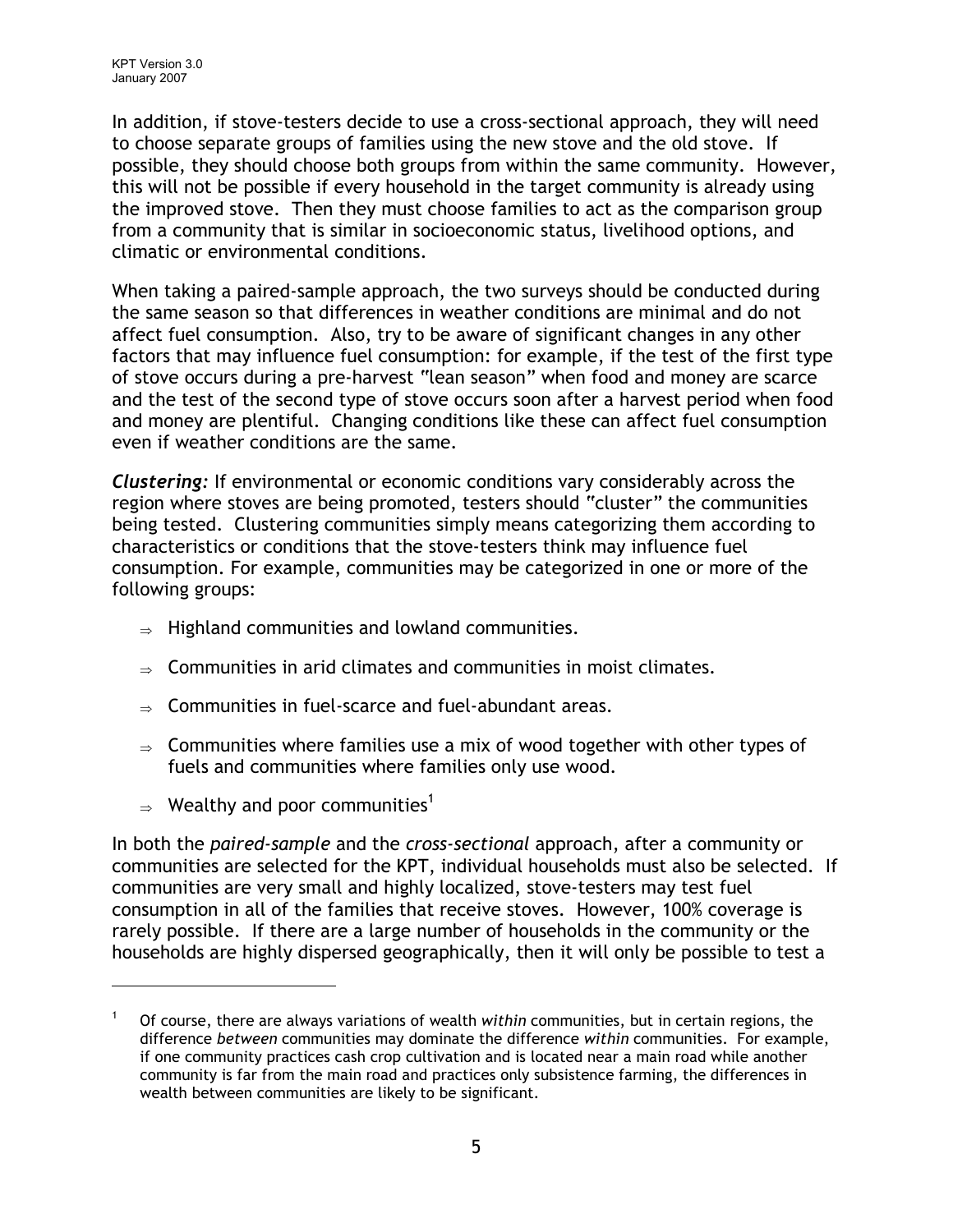In addition, if stove-testers decide to use a cross-sectional approach, they will need to choose separate groups of families using the new stove and the old stove. If possible, they should choose both groups from within the same community. However, this will not be possible if every household in the target community is already using the improved stove. Then they must choose families to act as the comparison group from a community that is similar in socioeconomic status, livelihood options, and climatic or environmental conditions.

When taking a paired-sample approach, the two surveys should be conducted during the same season so that differences in weather conditions are minimal and do not affect fuel consumption. Also, try to be aware of significant changes in any other factors that may influence fuel consumption: for example, if the test of the first type of stove occurs during a pre-harvest "lean season" when food and money are scarce and the test of the second type of stove occurs soon after a harvest period when food and money are plentiful. Changing conditions like these can affect fuel consumption even if weather conditions are the same.

***Clustering:*** If environmental or economic conditions vary considerably across the region where stoves are being promoted, testers should "cluster" the communities being tested. Clustering communities simply means categorizing them according to characteristics or conditions that the stove-testers think may influence fuel consumption. For example, communities may be categorized in one or more of the following groups:

- ⇒ Highland communities and lowland communities.
- ⇒ Communities in arid climates and communities in moist climates.
- ⇒ Communities in fuel-scarce and fuel-abundant areas.
- ⇒ Communities where families use a mix of wood together with other types of fuels and communities where families only use wood.
- ⇒ Wealthy and poor communities[1]

In both the *paired-sample* and the *cross-sectional* approach, after a community or communities are selected for the KPT, individual households must also be selected. If communities are very small and highly localized, stove-testers may test fuel consumption in all of the families that receive stoves. However, 100% coverage is rarely possible. If there are a large number of households in the community or the households are highly dispersed geographically, then it will only be possible to test a

---

[1] Of course, there are always variations of wealth *within* communities, but in certain regions, the difference *between* communities may dominate the difference *within* communities. For example, if one community practices cash crop cultivation and is located near a main road while another community is far from the main road and practices only subsistence farming, the differences in wealth between communities are likely to be significant.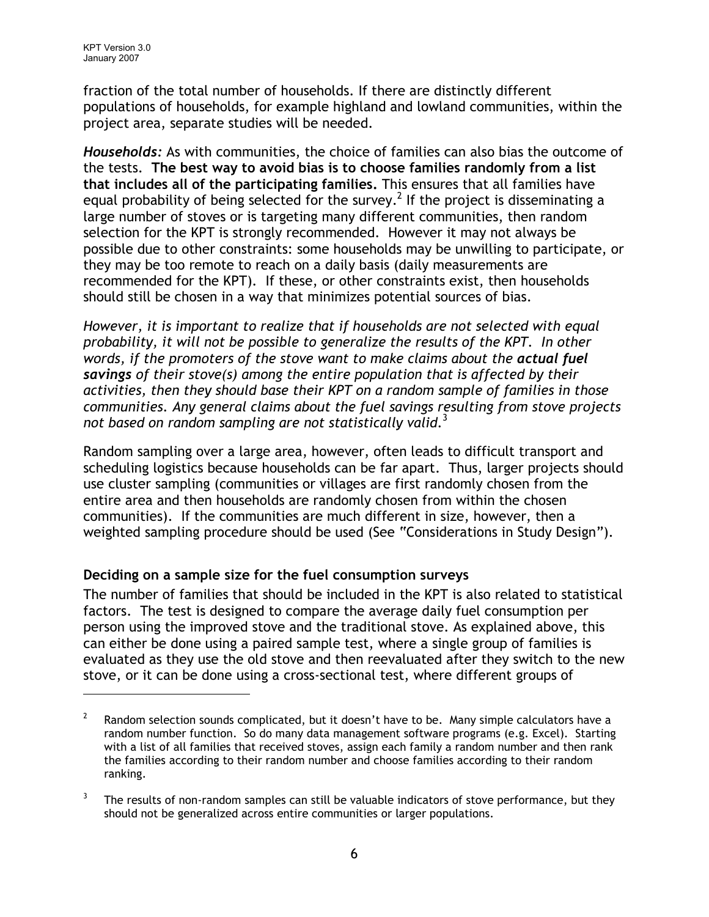fraction of the total number of households. If there are distinctly different populations of households, for example highland and lowland communities, within the project area, separate studies will be needed.

***Households:*** As with communities, the choice of families can also bias the outcome of the tests. **The best way to avoid bias is to choose families randomly from a list that includes all of the participating families.** This ensures that all families have equal probability of being selected for the survey.[2] If the project is disseminating a large number of stoves or is targeting many different communities, then random selection for the KPT is strongly recommended. However it may not always be possible due to other constraints: some households may be unwilling to participate, or they may be too remote to reach on a daily basis (daily measurements are recommended for the KPT). If these, or other constraints exist, then households should still be chosen in a way that minimizes potential sources of bias.

*However, it is important to realize that if households are not selected with equal probability, it will not be possible to generalize the results of the KPT. In other words, if the promoters of the stove want to make claims about the **actual fuel savings** of their stove(s) among the entire population that is affected by their activities, then they should base their KPT on a random sample of families in those communities. Any general claims about the fuel savings resulting from stove projects not based on random sampling are not statistically valid.*[3]

Random sampling over a large area, however, often leads to difficult transport and scheduling logistics because households can be far apart. Thus, larger projects should use cluster sampling (communities or villages are first randomly chosen from the entire area and then households are randomly chosen from within the chosen communities). If the communities are much different in size, however, then a weighted sampling procedure should be used (See "Considerations in Study Design").

### Deciding on a sample size for the fuel consumption surveys

The number of families that should be included in the KPT is also related to statistical factors. The test is designed to compare the average daily fuel consumption per person using the improved stove and the traditional stove. As explained above, this can either be done using a paired sample test, where a single group of families is evaluated as they use the old stove and then reevaluated after they switch to the new stove, or it can be done using a cross-sectional test, where different groups of

---

[2] Random selection sounds complicated, but it doesn't have to be. Many simple calculators have a random number function. So do many data management software programs (e.g. Excel). Starting with a list of all families that received stoves, assign each family a random number and then rank the families according to their random number and choose families according to their random ranking.

[3] The results of non-random samples can still be valuable indicators of stove performance, but they should not be generalized across entire communities or larger populations.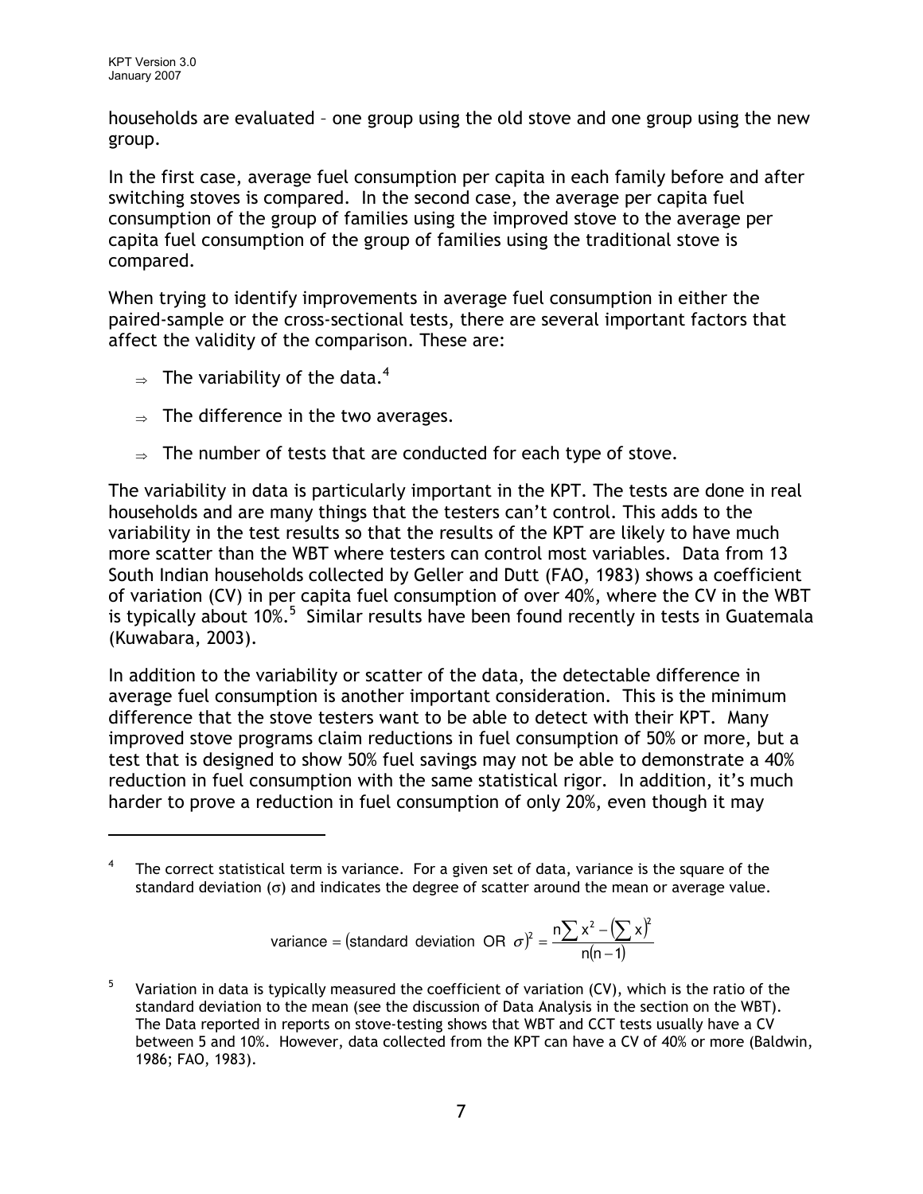households are evaluated – one group using the old stove and one group using the new group.

In the first case, average fuel consumption per capita in each family before and after switching stoves is compared. In the second case, the average per capita fuel consumption of the group of families using the improved stove to the average per capita fuel consumption of the group of families using the traditional stove is compared.

When trying to identify improvements in average fuel consumption in either the paired-sample or the cross-sectional tests, there are several important factors that affect the validity of the comparison. These are:

- ⇒ The variability of the data.[4]
- ⇒ The difference in the two averages.
- ⇒ The number of tests that are conducted for each type of stove.

The variability in data is particularly important in the KPT. The tests are done in real households and are many things that the testers can't control. This adds to the variability in the test results so that the results of the KPT are likely to have much more scatter than the WBT where testers can control most variables. Data from 13 South Indian households collected by Geller and Dutt (FAO, 1983) shows a coefficient of variation (CV) in per capita fuel consumption of over 40%, where the CV in the WBT is typically about 10%.[5] Similar results have been found recently in tests in Guatemala (Kuwabara, 2003).

In addition to the variability or scatter of the data, the detectable difference in average fuel consumption is another important consideration. This is the minimum difference that the stove testers want to be able to detect with their KPT. Many improved stove programs claim reductions in fuel consumption of 50% or more, but a test that is designed to show 50% fuel savings may not be able to demonstrate a 40% reduction in fuel consumption with the same statistical rigor. In addition, it's much harder to prove a reduction in fuel consumption of only 20%, even though it may

---

[4] The correct statistical term is variance. For a given set of data, variance is the square of the standard deviation ($\sigma$) and indicates the degree of scatter around the mean or average value.

$$\text{variance} = (\text{standard deviation OR } \sigma)^2 = \frac{n\sum x^2 - \left(\sum x\right)^2}{n(n-1)}$$

[5] Variation in data is typically measured the coefficient of variation (CV), which is the ratio of the standard deviation to the mean (see the discussion of Data Analysis in the section on the WBT). The Data reported in reports on stove-testing shows that WBT and CCT tests usually have a CV between 5 and 10%. However, data collected from the KPT can have a CV of 40% or more (Baldwin, 1986; FAO, 1983).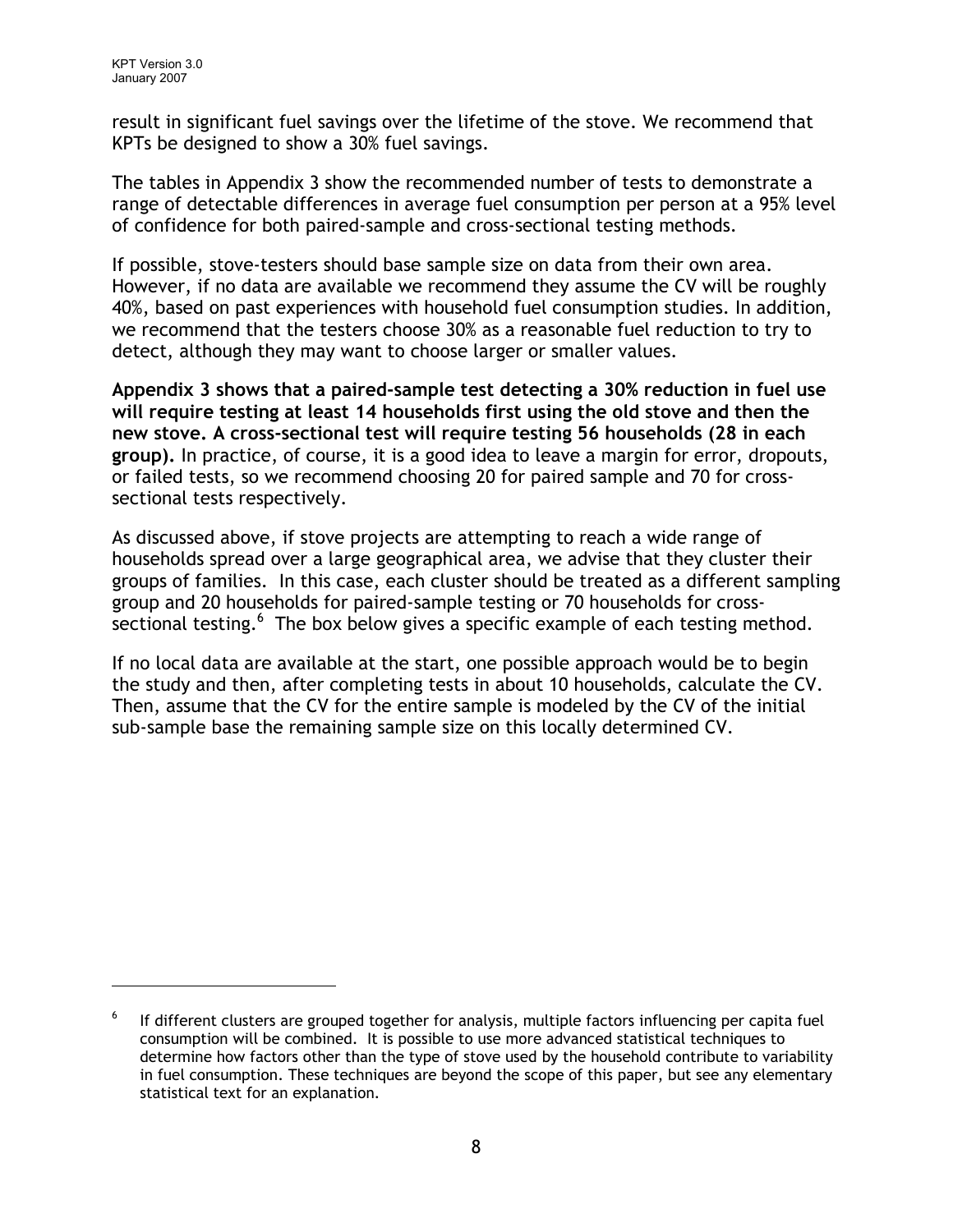result in significant fuel savings over the lifetime of the stove. We recommend that KPTs be designed to show a 30% fuel savings.

The tables in Appendix 3 show the recommended number of tests to demonstrate a range of detectable differences in average fuel consumption per person at a 95% level of confidence for both paired-sample and cross-sectional testing methods.

If possible, stove-testers should base sample size on data from their own area. However, if no data are available we recommend they assume the CV will be roughly 40%, based on past experiences with household fuel consumption studies. In addition, we recommend that the testers choose 30% as a reasonable fuel reduction to try to detect, although they may want to choose larger or smaller values.

**Appendix 3 shows that a paired-sample test detecting a 30% reduction in fuel use will require testing at least 14 households first using the old stove and then the new stove. A cross-sectional test will require testing 56 households (28 in each group).** In practice, of course, it is a good idea to leave a margin for error, dropouts, or failed tests, so we recommend choosing 20 for paired sample and 70 for cross-sectional tests respectively.

As discussed above, if stove projects are attempting to reach a wide range of households spread over a large geographical area, we advise that they cluster their groups of families. In this case, each cluster should be treated as a different sampling group and 20 households for paired-sample testing or 70 households for cross-sectional testing.[6] The box below gives a specific example of each testing method.

If no local data are available at the start, one possible approach would be to begin the study and then, after completing tests in about 10 households, calculate the CV. Then, assume that the CV for the entire sample is modeled by the CV of the initial sub-sample base the remaining sample size on this locally determined CV.

[6] If different clusters are grouped together for analysis, multiple factors influencing per capita fuel consumption will be combined. It is possible to use more advanced statistical techniques to determine how factors other than the type of stove used by the household contribute to variability in fuel consumption. These techniques are beyond the scope of this paper, but see any elementary statistical text for an explanation.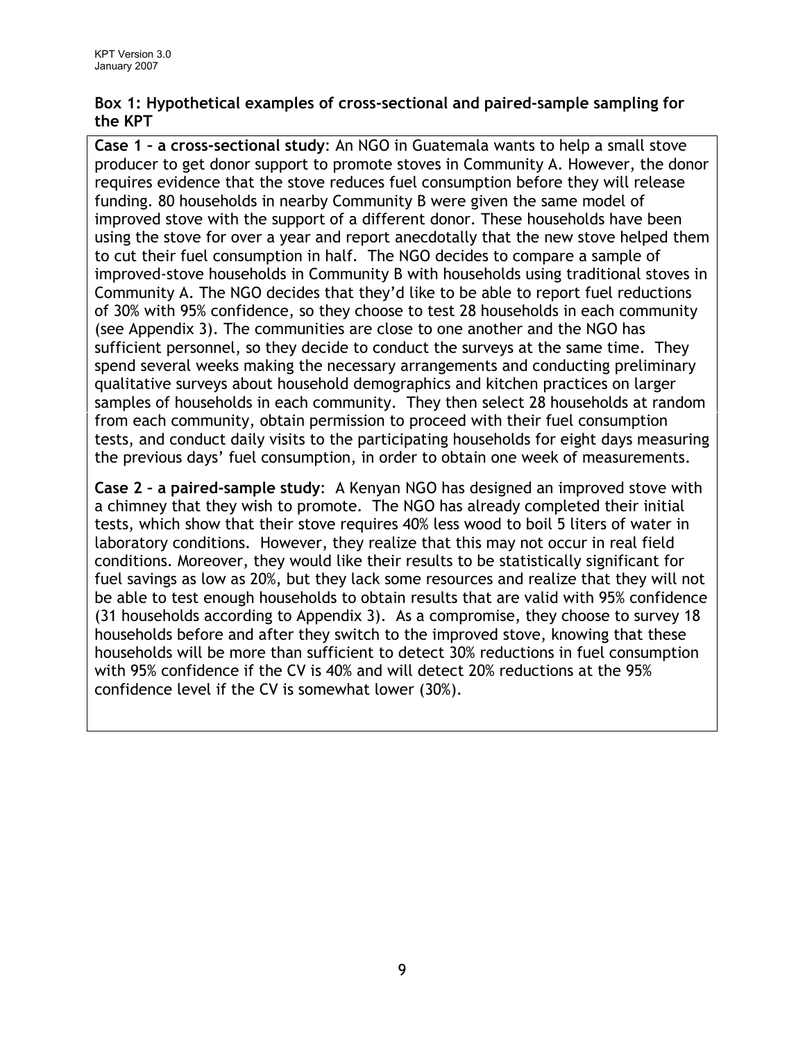### Box 1: Hypothetical examples of cross-sectional and paired-sample sampling for the KPT

**Case 1 – a cross-sectional study**: An NGO in Guatemala wants to help a small stove producer to get donor support to promote stoves in Community A. However, the donor requires evidence that the stove reduces fuel consumption before they will release funding. 80 households in nearby Community B were given the same model of improved stove with the support of a different donor. These households have been using the stove for over a year and report anecdotally that the new stove helped them to cut their fuel consumption in half. The NGO decides to compare a sample of improved-stove households in Community B with households using traditional stoves in Community A. The NGO decides that they'd like to be able to report fuel reductions of 30% with 95% confidence, so they choose to test 28 households in each community (see Appendix 3). The communities are close to one another and the NGO has sufficient personnel, so they decide to conduct the surveys at the same time. They spend several weeks making the necessary arrangements and conducting preliminary qualitative surveys about household demographics and kitchen practices on larger samples of households in each community. They then select 28 households at random from each community, obtain permission to proceed with their fuel consumption tests, and conduct daily visits to the participating households for eight days measuring the previous days' fuel consumption, in order to obtain one week of measurements.

**Case 2 – a paired-sample study**: A Kenyan NGO has designed an improved stove with a chimney that they wish to promote. The NGO has already completed their initial tests, which show that their stove requires 40% less wood to boil 5 liters of water in laboratory conditions. However, they realize that this may not occur in real field conditions. Moreover, they would like their results to be statistically significant for fuel savings as low as 20%, but they lack some resources and realize that they will not be able to test enough households to obtain results that are valid with 95% confidence (31 households according to Appendix 3). As a compromise, they choose to survey 18 households before and after they switch to the improved stove, knowing that these households will be more than sufficient to detect 30% reductions in fuel consumption with 95% confidence if the CV is 40% and will detect 20% reductions at the 95% confidence level if the CV is somewhat lower (30%).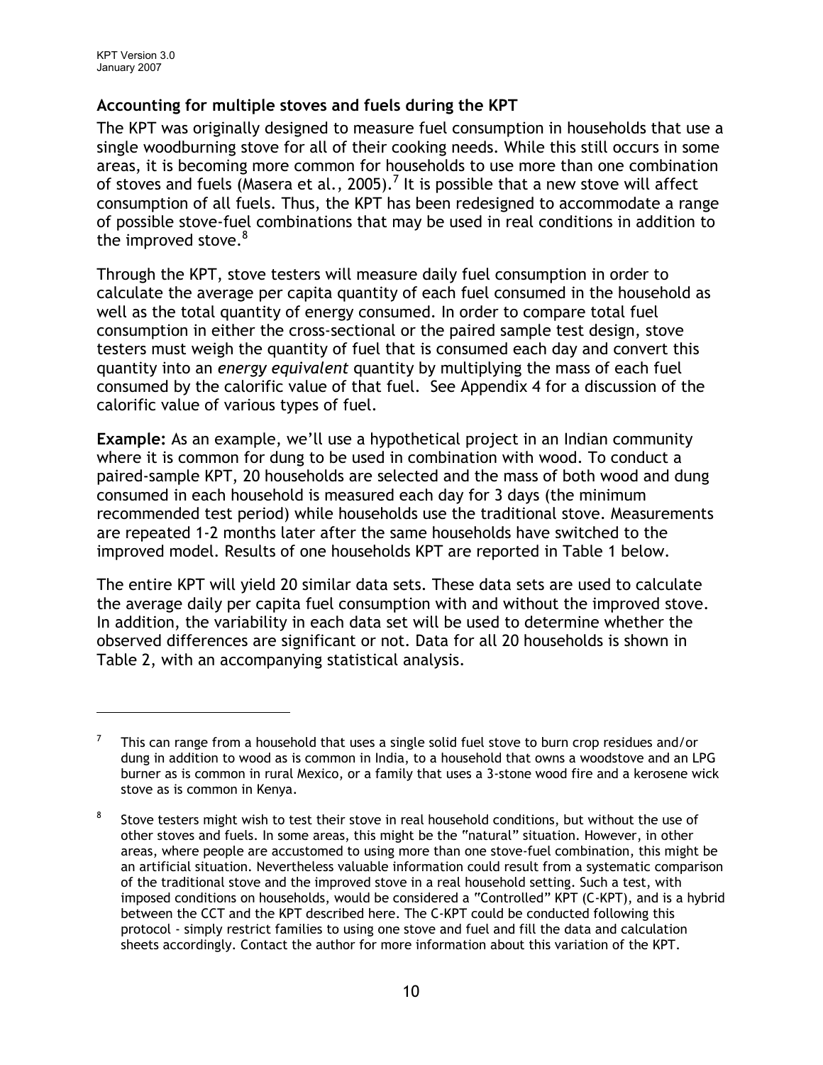## Accounting for multiple stoves and fuels during the KPT

The KPT was originally designed to measure fuel consumption in households that use a single woodburning stove for all of their cooking needs. While this still occurs in some areas, it is becoming more common for households to use more than one combination of stoves and fuels (Masera et al., 2005).[7] It is possible that a new stove will affect consumption of all fuels. Thus, the KPT has been redesigned to accommodate a range of possible stove-fuel combinations that may be used in real conditions in addition to the improved stove.[8]

Through the KPT, stove testers will measure daily fuel consumption in order to calculate the average per capita quantity of each fuel consumed in the household as well as the total quantity of energy consumed. In order to compare total fuel consumption in either the cross-sectional or the paired sample test design, stove testers must weigh the quantity of fuel that is consumed each day and convert this quantity into an *energy equivalent* quantity by multiplying the mass of each fuel consumed by the calorific value of that fuel. See Appendix 4 for a discussion of the calorific value of various types of fuel.

**Example:** As an example, we'll use a hypothetical project in an Indian community where it is common for dung to be used in combination with wood. To conduct a paired-sample KPT, 20 households are selected and the mass of both wood and dung consumed in each household is measured each day for 3 days (the minimum recommended test period) while households use the traditional stove. Measurements are repeated 1-2 months later after the same households have switched to the improved model. Results of one households KPT are reported in Table 1 below.

The entire KPT will yield 20 similar data sets. These data sets are used to calculate the average daily per capita fuel consumption with and without the improved stove. In addition, the variability in each data set will be used to determine whether the observed differences are significant or not. Data for all 20 households is shown in Table 2, with an accompanying statistical analysis.

---

[7] This can range from a household that uses a single solid fuel stove to burn crop residues and/or dung in addition to wood as is common in India, to a household that owns a woodstove and an LPG burner as is common in rural Mexico, or a family that uses a 3-stone wood fire and a kerosene wick stove as is common in Kenya.

[8] Stove testers might wish to test their stove in real household conditions, but without the use of other stoves and fuels. In some areas, this might be the "natural" situation. However, in other areas, where people are accustomed to using more than one stove-fuel combination, this might be an artificial situation. Nevertheless valuable information could result from a systematic comparison of the traditional stove and the improved stove in a real household setting. Such a test, with imposed conditions on households, would be considered a "Controlled" KPT (C-KPT), and is a hybrid between the CCT and the KPT described here. The C-KPT could be conducted following this protocol - simply restrict families to using one stove and fuel and fill the data and calculation sheets accordingly. Contact the author for more information about this variation of the KPT.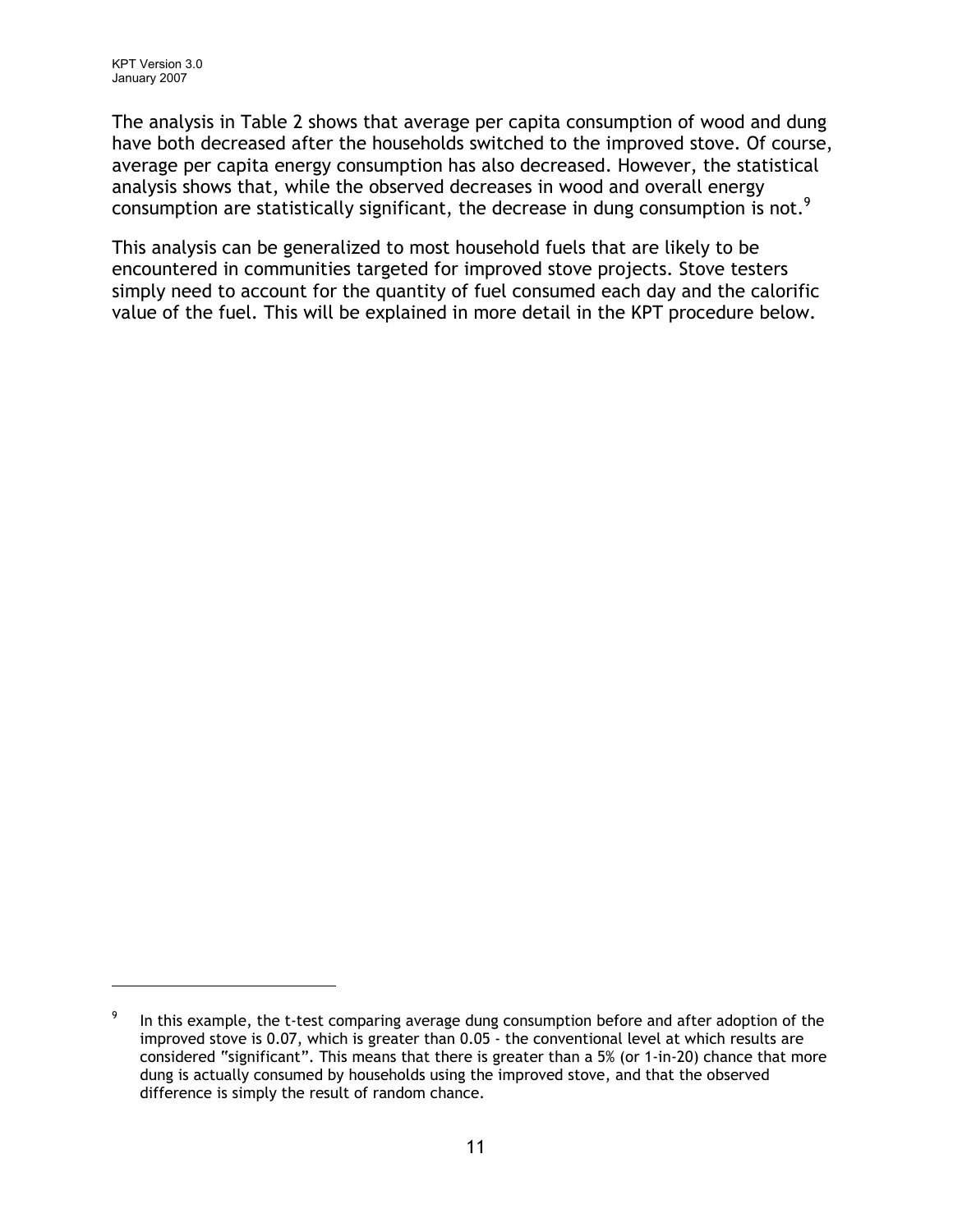The analysis in Table 2 shows that average per capita consumption of wood and dung have both decreased after the households switched to the improved stove. Of course, average per capita energy consumption has also decreased. However, the statistical analysis shows that, while the observed decreases in wood and overall energy consumption are statistically significant, the decrease in dung consumption is not.[9]

This analysis can be generalized to most household fuels that are likely to be encountered in communities targeted for improved stove projects. Stove testers simply need to account for the quantity of fuel consumed each day and the calorific value of the fuel. This will be explained in more detail in the KPT procedure below.

---

[9] In this example, the t-test comparing average dung consumption before and after adoption of the improved stove is 0.07, which is greater than 0.05 - the conventional level at which results are considered "significant". This means that there is greater than a 5% (or 1-in-20) chance that more dung is actually consumed by households using the improved stove, and that the observed difference is simply the result of random chance.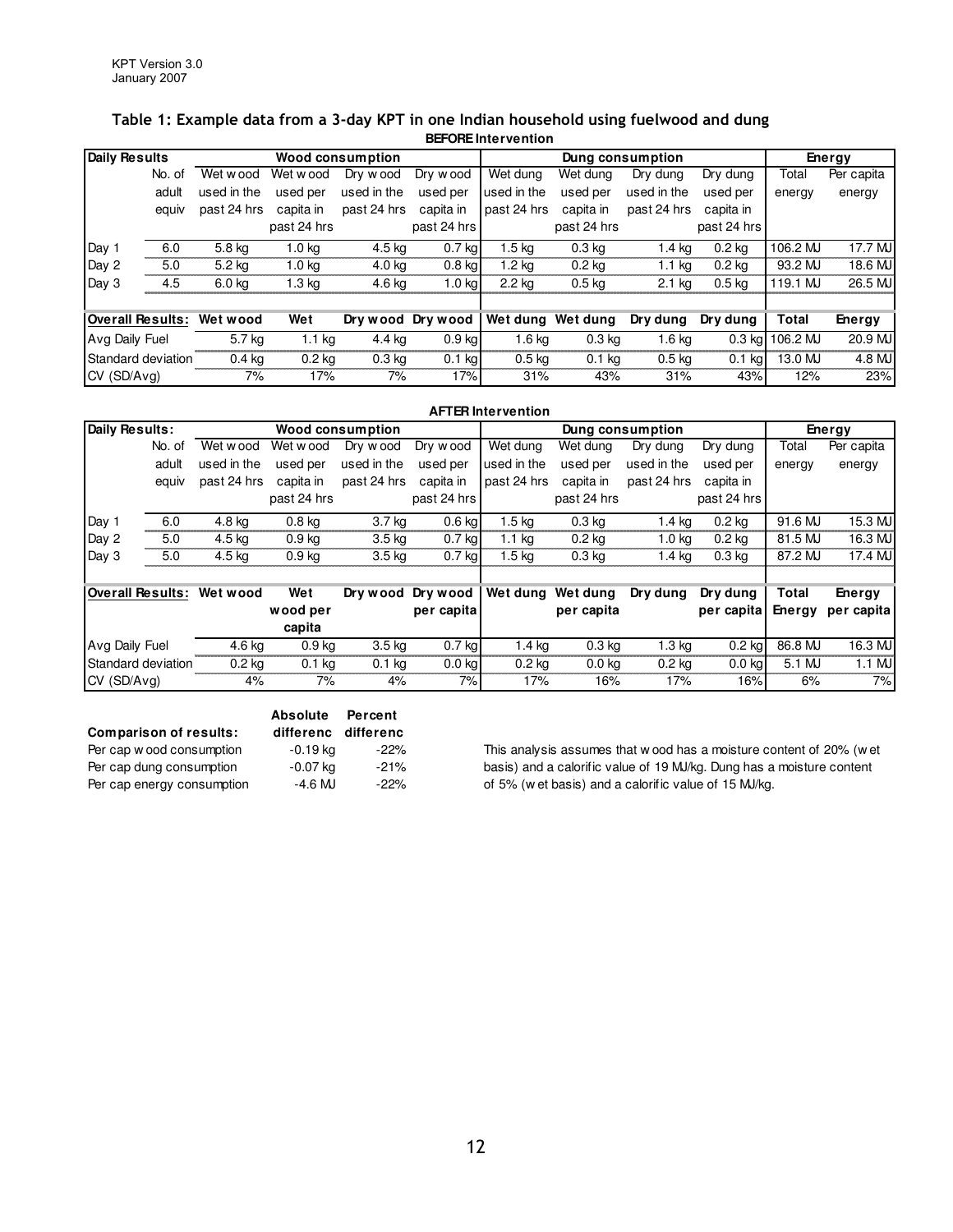**Table 1: Example data from a 3-day KPT in one Indian household using fuelwood and dung**

**BEFORE Intervention**

| Daily Results | | Wood consumption | | | | Dung consumption | | | | Energy | |
|---|---|---|---|---|---|---|---|---|---|---|---|
| | No. of adult equiv | Wet wood used in the past 24 hrs | Wet wood used per capita in past 24 hrs | Dry wood used in the past 24 hrs | Dry wood used per capita in past 24 hrs | Wet dung used in the past 24 hrs | Wet dung used per capita in past 24 hrs | Dry dung used in the past 24 hrs | Dry dung used per capita in past 24 hrs | Total energy | Per capita energy |
| Day 1 | 6.0 | 5.8 kg | 1.0 kg | 4.5 kg | 0.7 kg | 1.5 kg | 0.3 kg | 1.4 kg | 0.2 kg | 106.2 MJ | 17.7 MJ |
| Day 2 | 5.0 | 5.2 kg | 1.0 kg | 4.0 kg | 0.8 kg | 1.2 kg | 0.2 kg | 1.1 kg | 0.2 kg | 93.2 MJ | 18.6 MJ |
| Day 3 | 4.5 | 6.0 kg | 1.3 kg | 4.6 kg | 1.0 kg | 2.2 kg | 0.5 kg | 2.1 kg | 0.5 kg | 119.1 MJ | 26.5 MJ |
| **Overall Results:** | | **Wet wood** | **Wet** | **Dry wood** | **Dry wood** | **Wet dung** | **Wet dung** | **Dry dung** | **Dry dung** | **Total** | **Energy** |
| Avg Daily Fuel | | 5.7 kg | 1.1 kg | 4.4 kg | 0.9 kg | 1.6 kg | 0.3 kg | 1.6 kg | 0.3 kg | 106.2 MJ | 20.9 MJ |
| Standard deviation | | 0.4 kg | 0.2 kg | 0.3 kg | 0.1 kg | 0.5 kg | 0.1 kg | 0.5 kg | 0.1 kg | 13.0 MJ | 4.8 MJ |
| CV (SD/Avg) | | 7% | 17% | 7% | 17% | 31% | 43% | 31% | 43% | 12% | 23% |

**AFTER Intervention**

| Daily Results: | | Wood consumption | | | | Dung consumption | | | | Energy | |
|---|---|---|---|---|---|---|---|---|---|---|---|
| | No. of adult equiv | Wet wood used in the past 24 hrs | Wet wood used per capita in past 24 hrs | Dry wood used in the past 24 hrs | Dry wood used per capita in past 24 hrs | Wet dung used in the past 24 hrs | Wet dung used per capita in past 24 hrs | Dry dung used in the past 24 hrs | Dry dung used per capita in past 24 hrs | Total energy | Per capita energy |
| Day 1 | 6.0 | 4.8 kg | 0.8 kg | 3.7 kg | 0.6 kg | 1.5 kg | 0.3 kg | 1.4 kg | 0.2 kg | 91.6 MJ | 15.3 MJ |
| Day 2 | 5.0 | 4.5 kg | 0.9 kg | 3.5 kg | 0.7 kg | 1.1 kg | 0.2 kg | 1.0 kg | 0.2 kg | 81.5 MJ | 16.3 MJ |
| Day 3 | 5.0 | 4.5 kg | 0.9 kg | 3.5 kg | 0.7 kg | 1.5 kg | 0.3 kg | 1.4 kg | 0.3 kg | 87.2 MJ | 17.4 MJ |
| **Overall Results:** | | **Wet wood** | **Wet wood per capita** | **Dry wood** | **Dry wood per capita** | **Wet dung** | **Wet dung per capita** | **Dry dung** | **Dry dung per capita** | **Total Energy** | **Energy per capita** |
| Avg Daily Fuel | | 4.6 kg | 0.9 kg | 3.5 kg | 0.7 kg | 1.4 kg | 0.3 kg | 1.3 kg | 0.2 kg | 86.8 MJ | 16.3 MJ |
| Standard deviation | | 0.2 kg | 0.1 kg | 0.1 kg | 0.0 kg | 0.2 kg | 0.0 kg | 0.2 kg | 0.0 kg | 5.1 MJ | 1.1 MJ |
| CV (SD/Avg) | | 4% | 7% | 4% | 7% | 17% | 16% | 17% | 16% | 6% | 7% |

| **Comparison of results:** | **Absolute differenc** | **Percent differenc** |
|---|---|---|
| Per cap wood consumption | -0.19 kg | -22% |
| Per cap dung consumption | -0.07 kg | -21% |
| Per cap energy consumption | -4.6 MJ | -22% |

This analysis assumes that wood has a moisture content of 20% (wet basis) and a calorific value of 19 MJ/kg. Dung has a moisture content of 5% (wet basis) and a calorific value of 15 MJ/kg.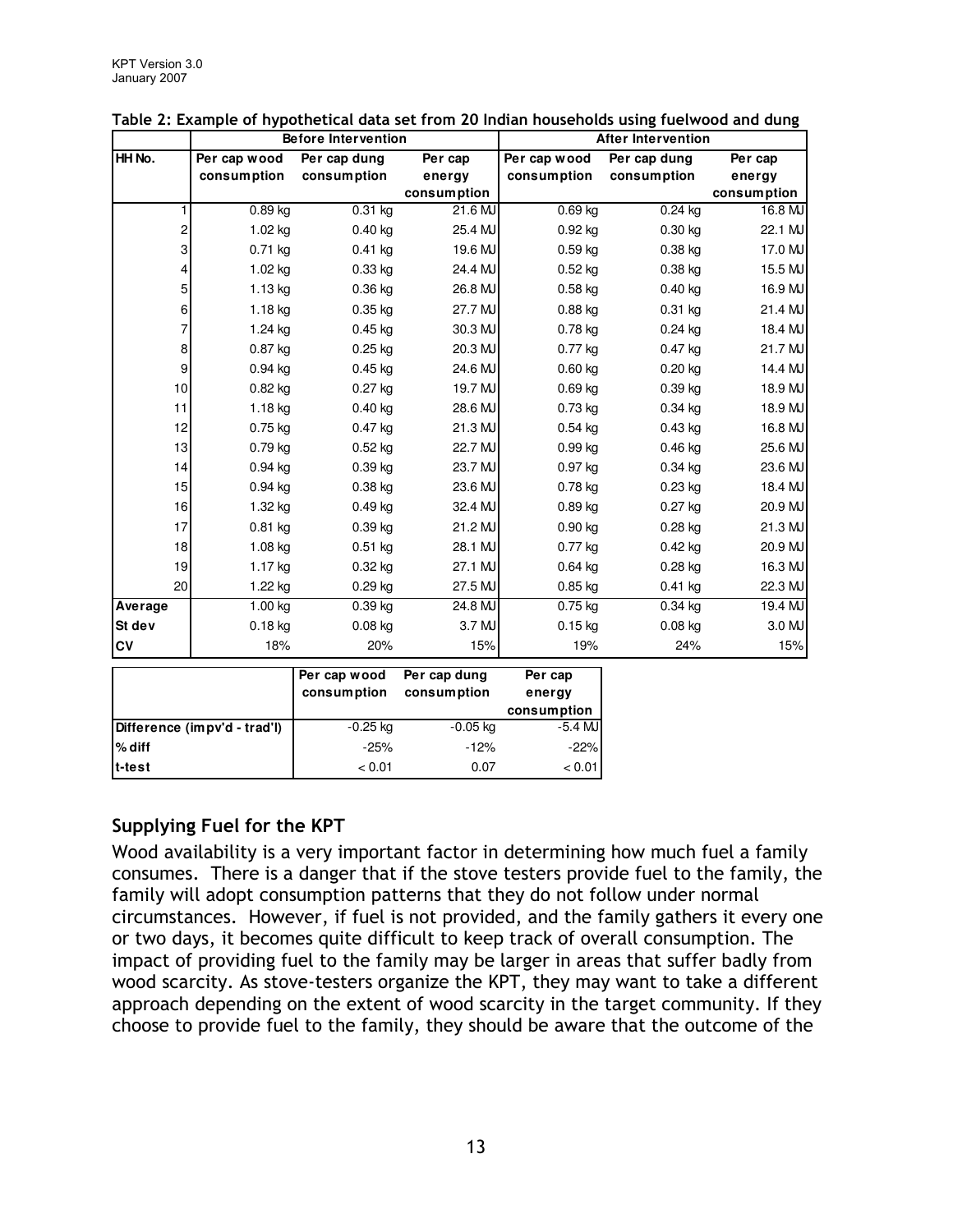**Table 2: Example of hypothetical data set from 20 Indian households using fuelwood and dung**

| | Before Intervention | | | After Intervention | | |
|---|---|---|---|---|---|---|
| HH No. | Per cap wood consumption | Per cap dung consumption | Per cap energy consumption | Per cap wood consumption | Per cap dung consumption | Per cap energy consumption |
| 1 | 0.89 kg | 0.31 kg | 21.6 MJ | 0.69 kg | 0.24 kg | 16.8 MJ |
| 2 | 1.02 kg | 0.40 kg | 25.4 MJ | 0.92 kg | 0.30 kg | 22.1 MJ |
| 3 | 0.71 kg | 0.41 kg | 19.6 MJ | 0.59 kg | 0.38 kg | 17.0 MJ |
| 4 | 1.02 kg | 0.33 kg | 24.4 MJ | 0.52 kg | 0.38 kg | 15.5 MJ |
| 5 | 1.13 kg | 0.36 kg | 26.8 MJ | 0.58 kg | 0.40 kg | 16.9 MJ |
| 6 | 1.18 kg | 0.35 kg | 27.7 MJ | 0.88 kg | 0.31 kg | 21.4 MJ |
| 7 | 1.24 kg | 0.45 kg | 30.3 MJ | 0.78 kg | 0.24 kg | 18.4 MJ |
| 8 | 0.87 kg | 0.25 kg | 20.3 MJ | 0.77 kg | 0.47 kg | 21.7 MJ |
| 9 | 0.94 kg | 0.45 kg | 24.6 MJ | 0.60 kg | 0.20 kg | 14.4 MJ |
| 10 | 0.82 kg | 0.27 kg | 19.7 MJ | 0.69 kg | 0.39 kg | 18.9 MJ |
| 11 | 1.18 kg | 0.40 kg | 28.6 MJ | 0.73 kg | 0.34 kg | 18.9 MJ |
| 12 | 0.75 kg | 0.47 kg | 21.3 MJ | 0.54 kg | 0.43 kg | 16.8 MJ |
| 13 | 0.79 kg | 0.52 kg | 22.7 MJ | 0.99 kg | 0.46 kg | 25.6 MJ |
| 14 | 0.94 kg | 0.39 kg | 23.7 MJ | 0.97 kg | 0.34 kg | 23.6 MJ |
| 15 | 0.94 kg | 0.38 kg | 23.6 MJ | 0.78 kg | 0.23 kg | 18.4 MJ |
| 16 | 1.32 kg | 0.49 kg | 32.4 MJ | 0.89 kg | 0.27 kg | 20.9 MJ |
| 17 | 0.81 kg | 0.39 kg | 21.2 MJ | 0.90 kg | 0.28 kg | 21.3 MJ |
| 18 | 1.08 kg | 0.51 kg | 28.1 MJ | 0.77 kg | 0.42 kg | 20.9 MJ |
| 19 | 1.17 kg | 0.32 kg | 27.1 MJ | 0.64 kg | 0.28 kg | 16.3 MJ |
| 20 | 1.22 kg | 0.29 kg | 27.5 MJ | 0.85 kg | 0.41 kg | 22.3 MJ |
| Average | 1.00 kg | 0.39 kg | 24.8 MJ | 0.75 kg | 0.34 kg | 19.4 MJ |
| St dev | 0.18 kg | 0.08 kg | 3.7 MJ | 0.15 kg | 0.08 kg | 3.0 MJ |
| CV | 18% | 20% | 15% | 19% | 24% | 15% |

| | Per cap wood consumption | Per cap dung consumption | Per cap energy consumption |
|---|---|---|---|
| Difference (impv'd - trad'l) | -0.25 kg | -0.05 kg | -5.4 MJ |
| % diff | -25% | -12% | -22% |
| t-test | < 0.01 | 0.07 | < 0.01 |

## Supplying Fuel for the KPT

Wood availability is a very important factor in determining how much fuel a family consumes. There is a danger that if the stove testers provide fuel to the family, the family will adopt consumption patterns that they do not follow under normal circumstances. However, if fuel is not provided, and the family gathers it every one or two days, it becomes quite difficult to keep track of overall consumption. The impact of providing fuel to the family may be larger in areas that suffer badly from wood scarcity. As stove-testers organize the KPT, they may want to take a different approach depending on the extent of wood scarcity in the target community. If they choose to provide fuel to the family, they should be aware that the outcome of the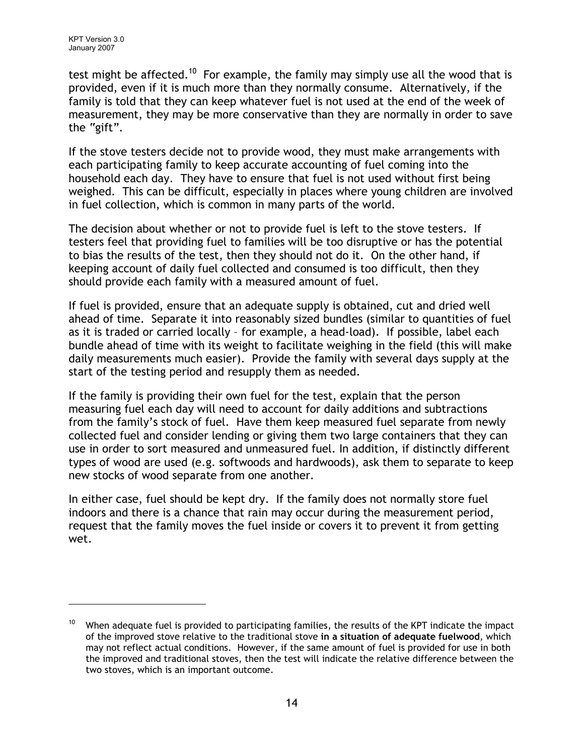test might be affected.[10] For example, the family may simply use all the wood that is provided, even if it is much more than they normally consume. Alternatively, if the family is told that they can keep whatever fuel is not used at the end of the week of measurement, they may be more conservative than they are normally in order to save the "gift".

If the stove testers decide not to provide wood, they must make arrangements with each participating family to keep accurate accounting of fuel coming into the household each day. They have to ensure that fuel is not used without first being weighed. This can be difficult, especially in places where young children are involved in fuel collection, which is common in many parts of the world.

The decision about whether or not to provide fuel is left to the stove testers. If testers feel that providing fuel to families will be too disruptive or has the potential to bias the results of the test, then they should not do it. On the other hand, if keeping account of daily fuel collected and consumed is too difficult, then they should provide each family with a measured amount of fuel.

If fuel is provided, ensure that an adequate supply is obtained, cut and dried well ahead of time. Separate it into reasonably sized bundles (similar to quantities of fuel as it is traded or carried locally – for example, a head-load). If possible, label each bundle ahead of time with its weight to facilitate weighing in the field (this will make daily measurements much easier). Provide the family with several days supply at the start of the testing period and resupply them as needed.

If the family is providing their own fuel for the test, explain that the person measuring fuel each day will need to account for daily additions and subtractions from the family's stock of fuel. Have them keep measured fuel separate from newly collected fuel and consider lending or giving them two large containers that they can use in order to sort measured and unmeasured fuel. In addition, if distinctly different types of wood are used (e.g. softwoods and hardwoods), ask them to separate to keep new stocks of wood separate from one another.

In either case, fuel should be kept dry. If the family does not normally store fuel indoors and there is a chance that rain may occur during the measurement period, request that the family moves the fuel inside or covers it to prevent it from getting wet.

---

[10] When adequate fuel is provided to participating families, the results of the KPT indicate the impact of the improved stove relative to the traditional stove **in a situation of adequate fuelwood**, which may not reflect actual conditions. However, if the same amount of fuel is provided for use in both the improved and traditional stoves, then the test will indicate the relative difference between the two stoves, which is an important outcome.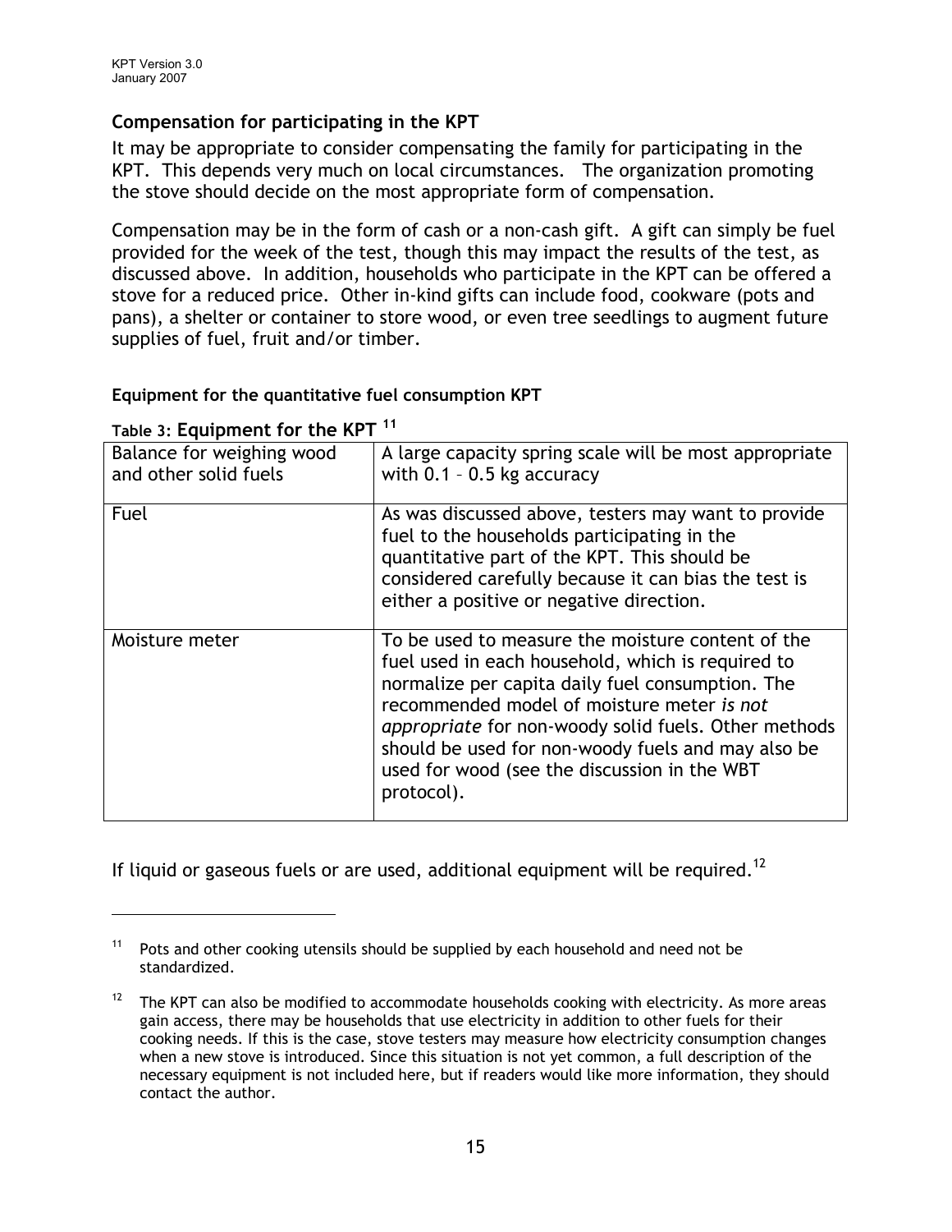### Compensation for participating in the KPT

It may be appropriate to consider compensating the family for participating in the KPT. This depends very much on local circumstances. The organization promoting the stove should decide on the most appropriate form of compensation.

Compensation may be in the form of cash or a non-cash gift. A gift can simply be fuel provided for the week of the test, though this may impact the results of the test, as discussed above. In addition, households who participate in the KPT can be offered a stove for a reduced price. Other in-kind gifts can include food, cookware (pots and pans), a shelter or container to store wood, or even tree seedlings to augment future supplies of fuel, fruit and/or timber.

#### Equipment for the quantitative fuel consumption KPT

Table 3: **Equipment for the KPT** [11]

| Balance for weighing wood and other solid fuels | A large capacity spring scale will be most appropriate with 0.1 – 0.5 kg accuracy |
|---|---|
| Fuel | As was discussed above, testers may want to provide fuel to the households participating in the quantitative part of the KPT. This should be considered carefully because it can bias the test is either a positive or negative direction. |
| Moisture meter | To be used to measure the moisture content of the fuel used in each household, which is required to normalize per capita daily fuel consumption. The recommended model of moisture meter *is not appropriate* for non-woody solid fuels. Other methods should be used for non-woody fuels and may also be used for wood (see the discussion in the WBT protocol). |

If liquid or gaseous fuels or are used, additional equipment will be required.[12]

---

[11] Pots and other cooking utensils should be supplied by each household and need not be standardized.

[12] The KPT can also be modified to accommodate households cooking with electricity. As more areas gain access, there may be households that use electricity in addition to other fuels for their cooking needs. If this is the case, stove testers may measure how electricity consumption changes when a new stove is introduced. Since this situation is not yet common, a full description of the necessary equipment is not included here, but if readers would like more information, they should contact the author.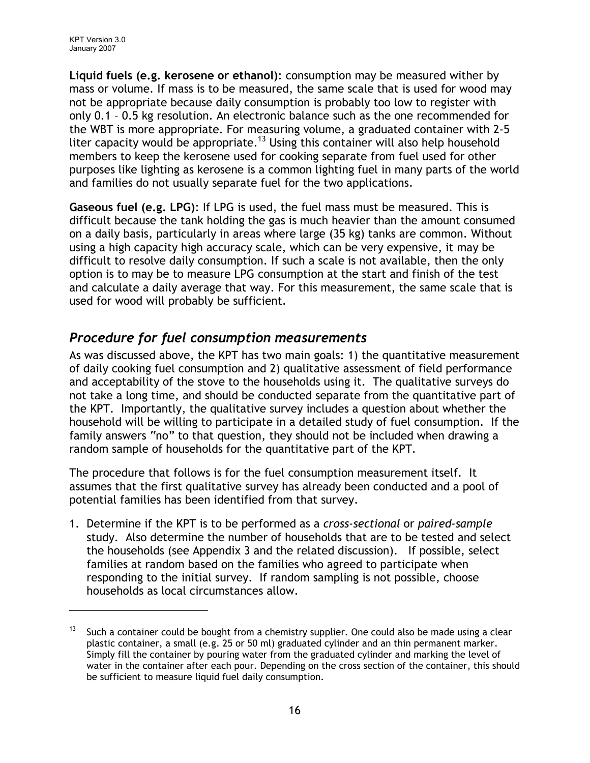**Liquid fuels (e.g. kerosene or ethanol)**: consumption may be measured wither by mass or volume. If mass is to be measured, the same scale that is used for wood may not be appropriate because daily consumption is probably too low to register with only 0.1 – 0.5 kg resolution. An electronic balance such as the one recommended for the WBT is more appropriate. For measuring volume, a graduated container with 2-5 liter capacity would be appropriate.[13] Using this container will also help household members to keep the kerosene used for cooking separate from fuel used for other purposes like lighting as kerosene is a common lighting fuel in many parts of the world and families do not usually separate fuel for the two applications.

**Gaseous fuel (e.g. LPG)**: If LPG is used, the fuel mass must be measured. This is difficult because the tank holding the gas is much heavier than the amount consumed on a daily basis, particularly in areas where large (35 kg) tanks are common. Without using a high capacity high accuracy scale, which can be very expensive, it may be difficult to resolve daily consumption. If such a scale is not available, then the only option is to may be to measure LPG consumption at the start and finish of the test and calculate a daily average that way. For this measurement, the same scale that is used for wood will probably be sufficient.

## *Procedure for fuel consumption measurements*

As was discussed above, the KPT has two main goals: 1) the quantitative measurement of daily cooking fuel consumption and 2) qualitative assessment of field performance and acceptability of the stove to the households using it. The qualitative surveys do not take a long time, and should be conducted separate from the quantitative part of the KPT. Importantly, the qualitative survey includes a question about whether the household will be willing to participate in a detailed study of fuel consumption. If the family answers "no" to that question, they should not be included when drawing a random sample of households for the quantitative part of the KPT.

The procedure that follows is for the fuel consumption measurement itself. It assumes that the first qualitative survey has already been conducted and a pool of potential families has been identified from that survey.

1. Determine if the KPT is to be performed as a *cross-sectional* or *paired-sample* study. Also determine the number of households that are to be tested and select the households (see Appendix 3 and the related discussion). If possible, select families at random based on the families who agreed to participate when responding to the initial survey. If random sampling is not possible, choose households as local circumstances allow.

---

[13] Such a container could be bought from a chemistry supplier. One could also be made using a clear plastic container, a small (e.g. 25 or 50 ml) graduated cylinder and an thin permanent marker. Simply fill the container by pouring water from the graduated cylinder and marking the level of water in the container after each pour. Depending on the cross section of the container, this should be sufficient to measure liquid fuel daily consumption.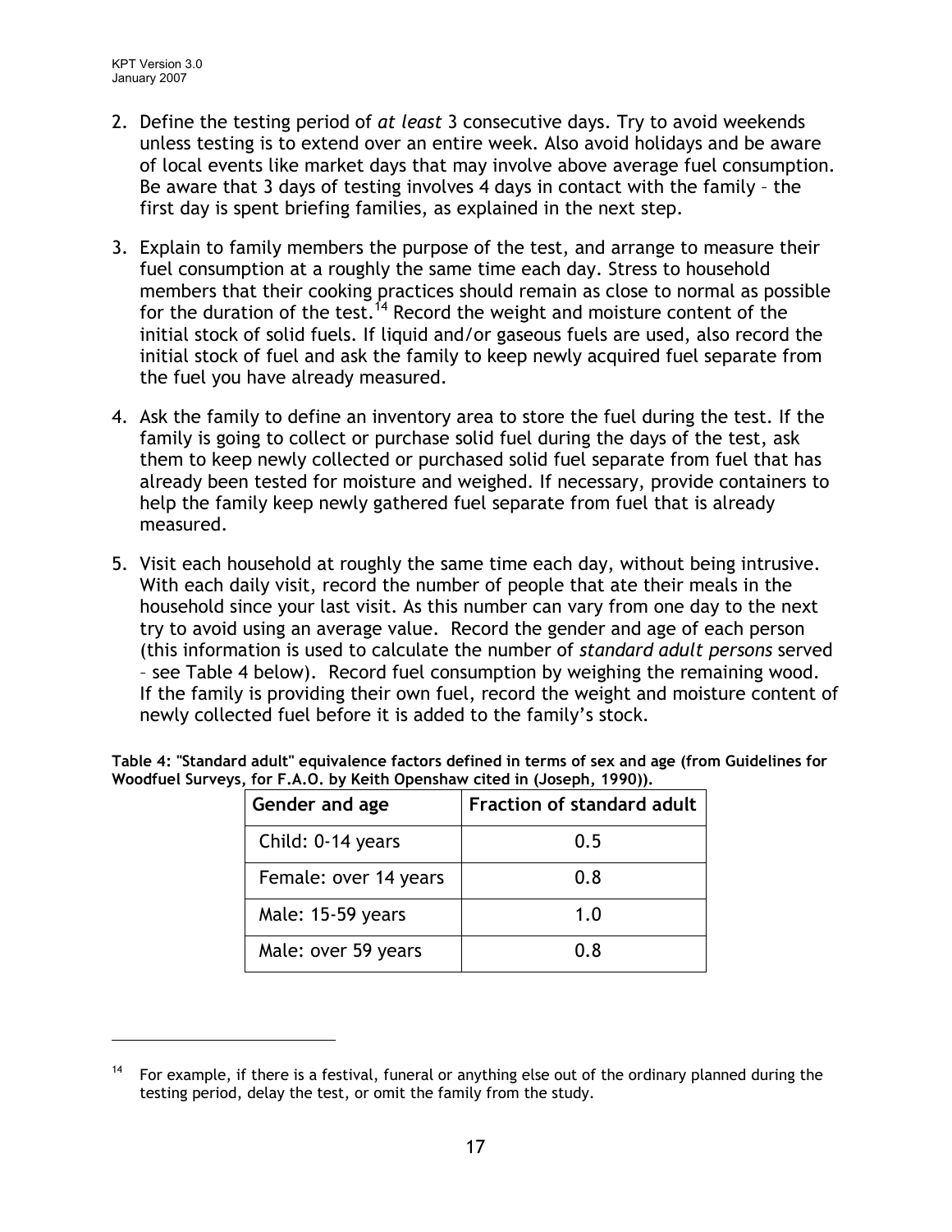2. Define the testing period of *at least* 3 consecutive days. Try to avoid weekends unless testing is to extend over an entire week. Also avoid holidays and be aware of local events like market days that may involve above average fuel consumption. Be aware that 3 days of testing involves 4 days in contact with the family – the first day is spent briefing families, as explained in the next step.

3. Explain to family members the purpose of the test, and arrange to measure their fuel consumption at a roughly the same time each day. Stress to household members that their cooking practices should remain as close to normal as possible for the duration of the test.[14] Record the weight and moisture content of the initial stock of solid fuels. If liquid and/or gaseous fuels are used, also record the initial stock of fuel and ask the family to keep newly acquired fuel separate from the fuel you have already measured.

4. Ask the family to define an inventory area to store the fuel during the test. If the family is going to collect or purchase solid fuel during the days of the test, ask them to keep newly collected or purchased solid fuel separate from fuel that has already been tested for moisture and weighed. If necessary, provide containers to help the family keep newly gathered fuel separate from fuel that is already measured.

5. Visit each household at roughly the same time each day, without being intrusive. With each daily visit, record the number of people that ate their meals in the household since your last visit. As this number can vary from one day to the next try to avoid using an average value. Record the gender and age of each person (this information is used to calculate the number of *standard adult persons* served – see Table 4 below). Record fuel consumption by weighing the remaining wood. If the family is providing their own fuel, record the weight and moisture content of newly collected fuel before it is added to the family's stock.

**Table 4: "Standard adult" equivalence factors defined in terms of sex and age (from Guidelines for Woodfuel Surveys, for F.A.O. by Keith Openshaw cited in (Joseph, 1990)).**

| Gender and age | Fraction of standard adult |
|---|---|
| Child: 0-14 years | 0.5 |
| Female: over 14 years | 0.8 |
| Male: 15-59 years | 1.0 |
| Male: over 59 years | 0.8 |

[14] For example, if there is a festival, funeral or anything else out of the ordinary planned during the testing period, delay the test, or omit the family from the study.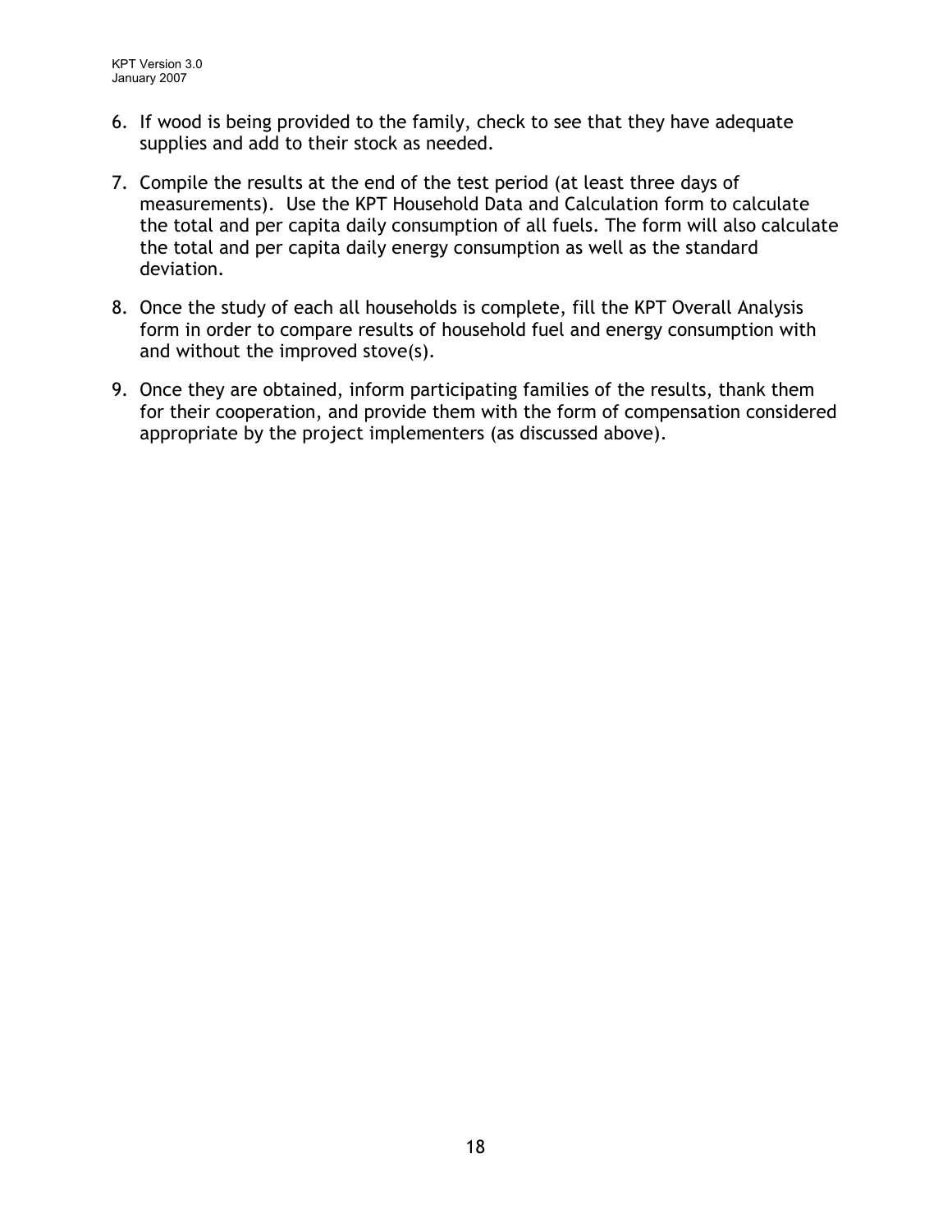6. If wood is being provided to the family, check to see that they have adequate supplies and add to their stock as needed.

7. Compile the results at the end of the test period (at least three days of measurements). Use the KPT Household Data and Calculation form to calculate the total and per capita daily consumption of all fuels. The form will also calculate the total and per capita daily energy consumption as well as the standard deviation.

8. Once the study of each all households is complete, fill the KPT Overall Analysis form in order to compare results of household fuel and energy consumption with and without the improved stove(s).

9. Once they are obtained, inform participating families of the results, thank them for their cooperation, and provide them with the form of compensation considered appropriate by the project implementers (as discussed above).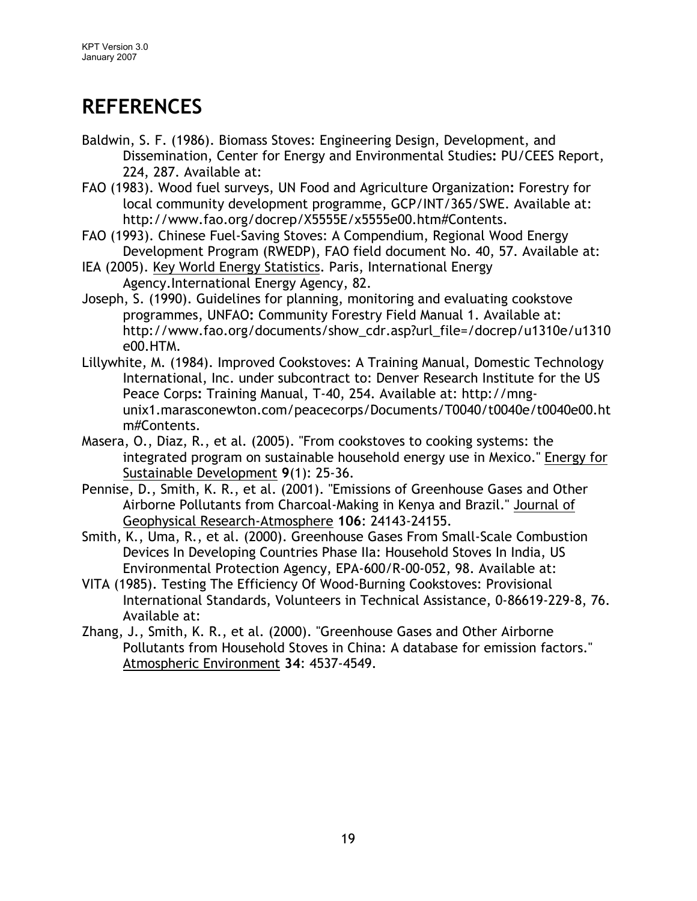# REFERENCES

Baldwin, S. F. (1986). Biomass Stoves: Engineering Design, Development, and Dissemination, Center for Energy and Environmental Studies**:** PU/CEES Report, 224, 287. Available at:

FAO (1983). Wood fuel surveys, UN Food and Agriculture Organization**:** Forestry for local community development programme, GCP/INT/365/SWE. Available at: http://www.fao.org/docrep/X5555E/x5555e00.htm#Contents.

FAO (1993). Chinese Fuel-Saving Stoves: A Compendium, Regional Wood Energy Development Program (RWEDP), FAO field document No. 40, 57. Available at:

IEA (2005). Key World Energy Statistics. Paris, International Energy Agency.International Energy Agency, 82.

Joseph, S. (1990). Guidelines for planning, monitoring and evaluating cookstove programmes, UNFAO**:** Community Forestry Field Manual 1. Available at: http://www.fao.org/documents/show_cdr.asp?url_file=/docrep/u1310e/u1310e00.HTM.

Lillywhite, M. (1984). Improved Cookstoves: A Training Manual, Domestic Technology International, Inc. under subcontract to: Denver Research Institute for the US Peace Corps**:** Training Manual, T-40, 254. Available at: http://mng-unix1.marasconewton.com/peacecorps/Documents/T0040/t0040e/t0040e00.htm#Contents.

Masera, O., Diaz, R., et al. (2005). "From cookstoves to cooking systems: the integrated program on sustainable household energy use in Mexico." Energy for Sustainable Development **9**(1): 25-36.

Pennise, D., Smith, K. R., et al. (2001). "Emissions of Greenhouse Gases and Other Airborne Pollutants from Charcoal-Making in Kenya and Brazil." Journal of Geophysical Research-Atmosphere **106**: 24143-24155.

Smith, K., Uma, R., et al. (2000). Greenhouse Gases From Small-Scale Combustion Devices In Developing Countries Phase IIa: Household Stoves In India, US Environmental Protection Agency, EPA-600/R-00-052, 98. Available at:

VITA (1985). Testing The Efficiency Of Wood-Burning Cookstoves: Provisional International Standards, Volunteers in Technical Assistance, 0-86619-229-8, 76. Available at:

Zhang, J., Smith, K. R., et al. (2000). "Greenhouse Gases and Other Airborne Pollutants from Household Stoves in China: A database for emission factors." Atmospheric Environment **34**: 4537-4549.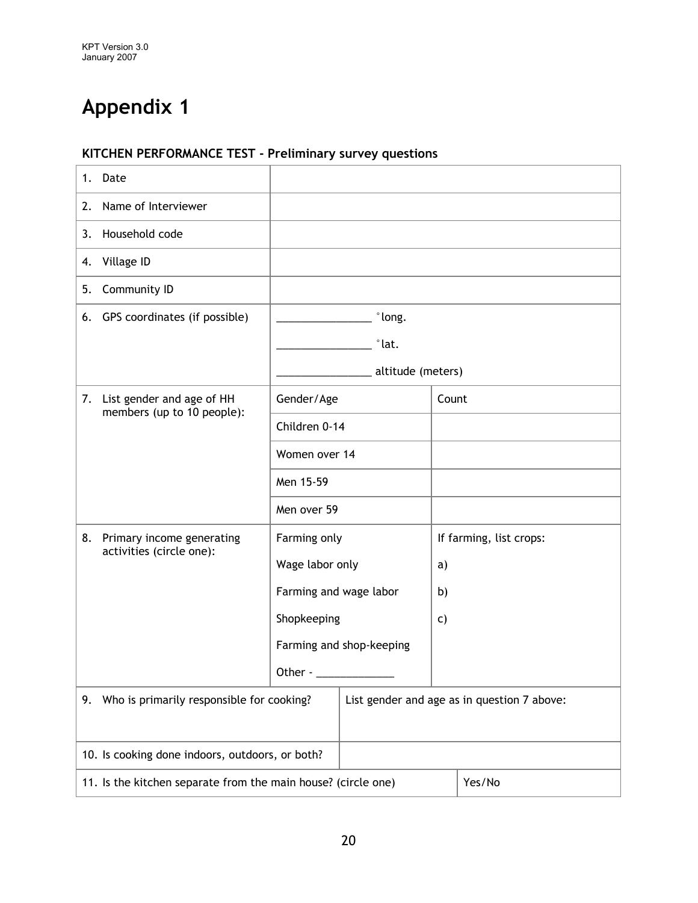# Appendix 1

### KITCHEN PERFORMANCE TEST - Preliminary survey questions

| | | |
|---|---|---|
| 1. Date | | |
| 2. Name of Interviewer | | |
| 3. Household code | | |
| 4. Village ID | | |
| 5. Community ID | | |
| 6. GPS coordinates (if possible) | _______________ °long.<br>_______________ °lat.<br>_______________ altitude (meters) | |
| 7. List gender and age of HH members (up to 10 people): | Gender/Age | Count |
| | Children 0-14 | |
| | Women over 14 | |
| | Men 15-59 | |
| | Men over 59 | |
| 8. Primary income generating activities (circle one): | Farming only<br>Wage labor only<br>Farming and wage labor<br>Shopkeeping<br>Farming and shop-keeping<br>Other - ____________ | If farming, list crops:<br>a)<br>b)<br>c) |

| | |
|---|---|
| 9. Who is primarily responsible for cooking? | List gender and age as in question 7 above: |
| 10. Is cooking done indoors, outdoors, or both? | |
| 11. Is the kitchen separate from the main house? (circle one) | Yes/No |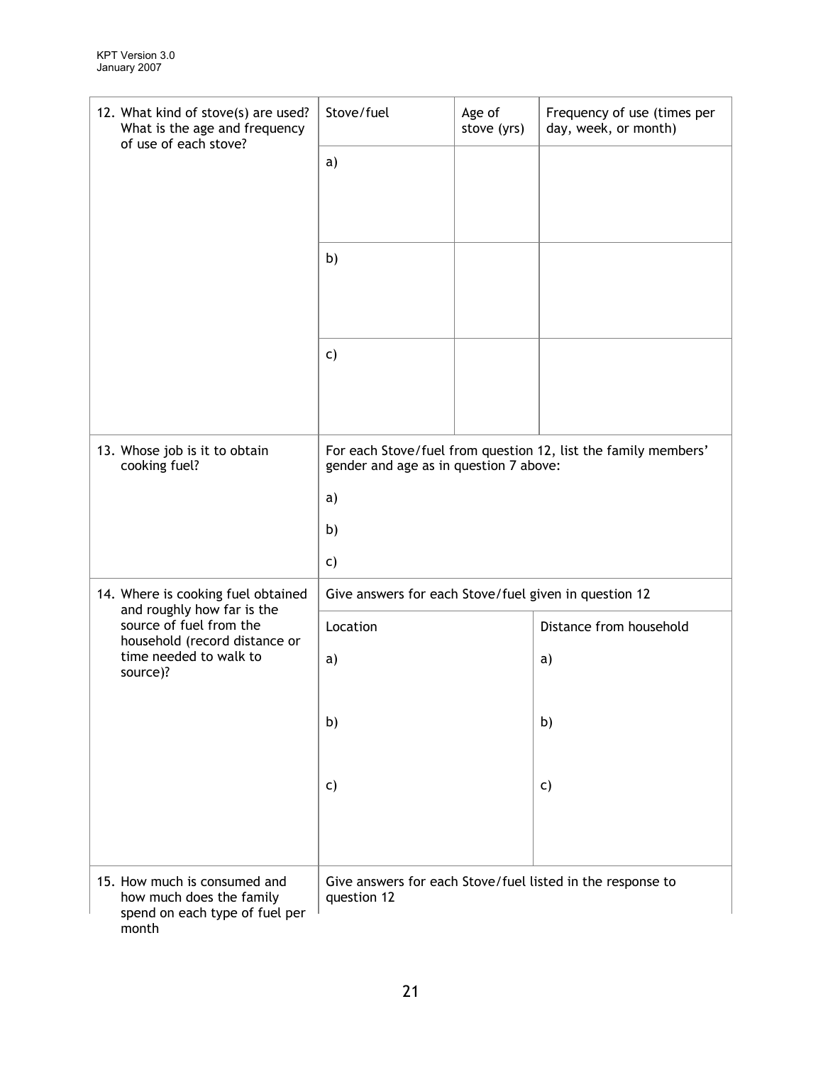| 12. What kind of stove(s) are used? What is the age and frequency of use of each stove? | Stove/fuel | Age of stove (yrs) | Frequency of use (times per day, week, or month) |
|---|---|---|---|
| | a) | | |
| | b) | | |
| | c) | | |

| 13. Whose job is it to obtain cooking fuel? | For each Stove/fuel from question 12, list the family members' gender and age as in question 7 above: |
|---|---|
| | a) |
| | b) |
| | c) |

| 14. Where is cooking fuel obtained and roughly how far is the source of fuel from the household (record distance or time needed to walk to source)? | Give answers for each Stove/fuel given in question 12 | |
|---|---|---|
| | Location | Distance from household |
| | a) | a) |
| | b) | b) |
| | c) | c) |

| 15. How much is consumed and how much does the family spend on each type of fuel per month | Give answers for each Stove/fuel listed in the response to question 12 |
|---|---|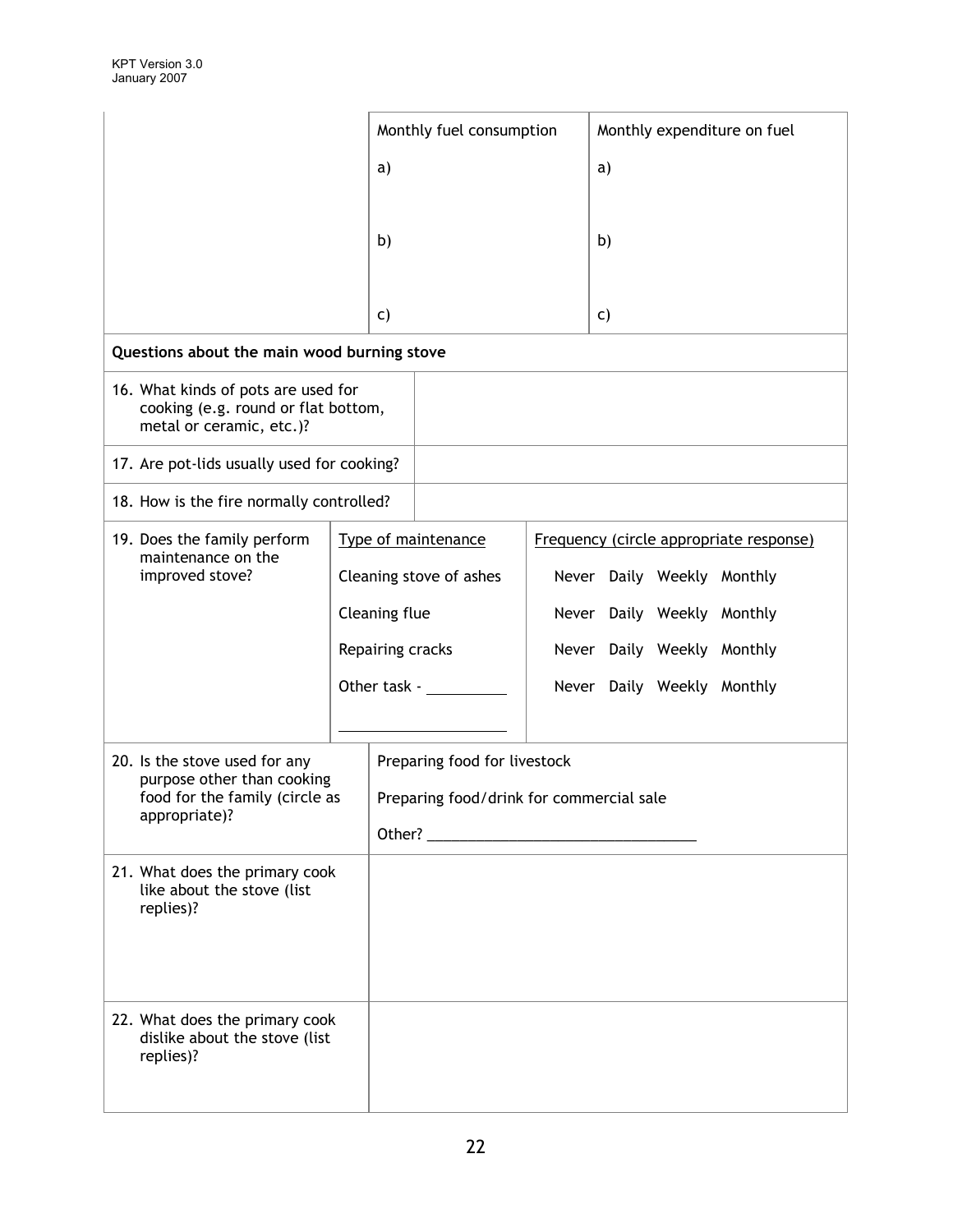| | Monthly fuel consumption | Monthly expenditure on fuel |
|---|---|---|
| | a) | a) |
| | b) | b) |
| | c) | c) |

**Questions about the main wood burning stove**

| | |
|---|---|
| 16. What kinds of pots are used for cooking (e.g. round or flat bottom, metal or ceramic, etc.)? | |
| 17. Are pot-lids usually used for cooking? | |
| 18. How is the fire normally controlled? | |

| 19. Does the family perform maintenance on the improved stove? | Type of maintenance | Frequency (circle appropriate response) |
|---|---|---|
| | Cleaning stove of ashes | Never Daily Weekly Monthly |
| | Cleaning flue | Never Daily Weekly Monthly |
| | Repairing cracks | Never Daily Weekly Monthly |
| | Other task - __________ | Never Daily Weekly Monthly |
| | ____________________ | |

| | |
|---|---|
| 20. Is the stove used for any purpose other than cooking food for the family (circle as appropriate)? | Preparing food for livestock<br>Preparing food/drink for commercial sale<br>Other? ________________________________ |
| 21. What does the primary cook like about the stove (list replies)? | |
| 22. What does the primary cook dislike about the stove (list replies)? | |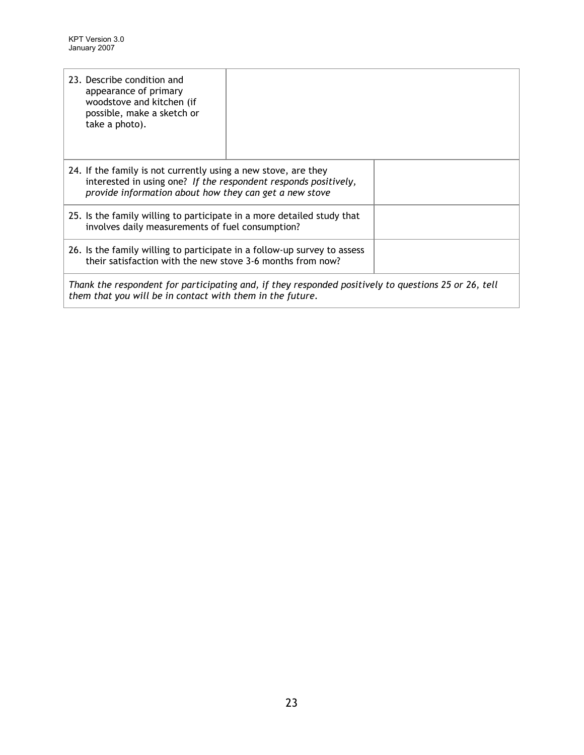| 23. Describe condition and appearance of primary woodstove and kitchen (if possible, make a sketch or take a photo). | |
|---|---|
| 24. If the family is not currently using a new stove, are they interested in using one? *If the respondent responds positively, provide information about how they can get a new stove* | |
| 25. Is the family willing to participate in a more detailed study that involves daily measurements of fuel consumption? | |
| 26. Is the family willing to participate in a follow-up survey to assess their satisfaction with the new stove 3-6 months from now? | |

*Thank the respondent for participating and, if they responded positively to questions 25 or 26, tell them that you will be in contact with them in the future.*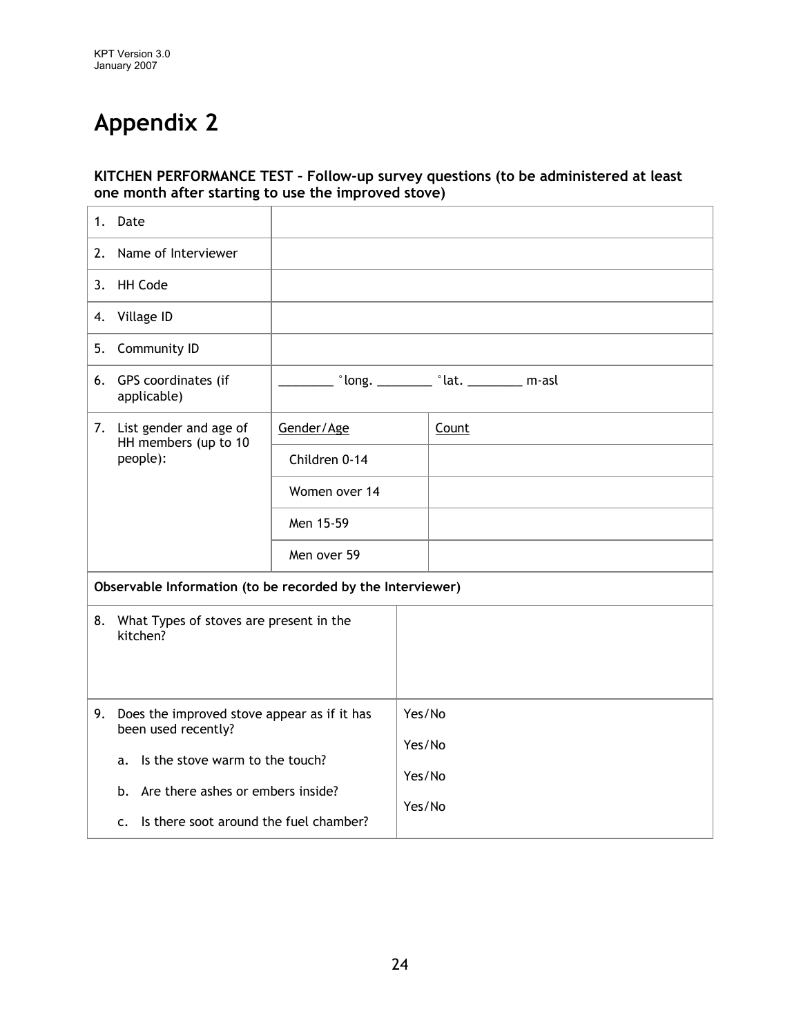# Appendix 2

**KITCHEN PERFORMANCE TEST – Follow-up survey questions (to be administered at least one month after starting to use the improved stove)**

| | | |
|---|---|---|
| 1. Date | | |
| 2. Name of Interviewer | | |
| 3. HH Code | | |
| 4. Village ID | | |
| 5. Community ID | | |
| 6. GPS coordinates (if applicable) | ________ °long. ________ °lat. ________ m-asl | |
| 7. List gender and age of HH members (up to 10 people): | Gender/Age | Count |
| | Children 0-14 | |
| | Women over 14 | |
| | Men 15-59 | |
| | Men over 59 | |

| | |
|---|---|
| **Observable Information (to be recorded by the Interviewer)** | |
| 8. What Types of stoves are present in the kitchen? | |
| 9. Does the improved stove appear as if it has been used recently? | Yes/No |
| a. Is the stove warm to the touch? | Yes/No |
| b. Are there ashes or embers inside? | Yes/No |
| c. Is there soot around the fuel chamber? | Yes/No |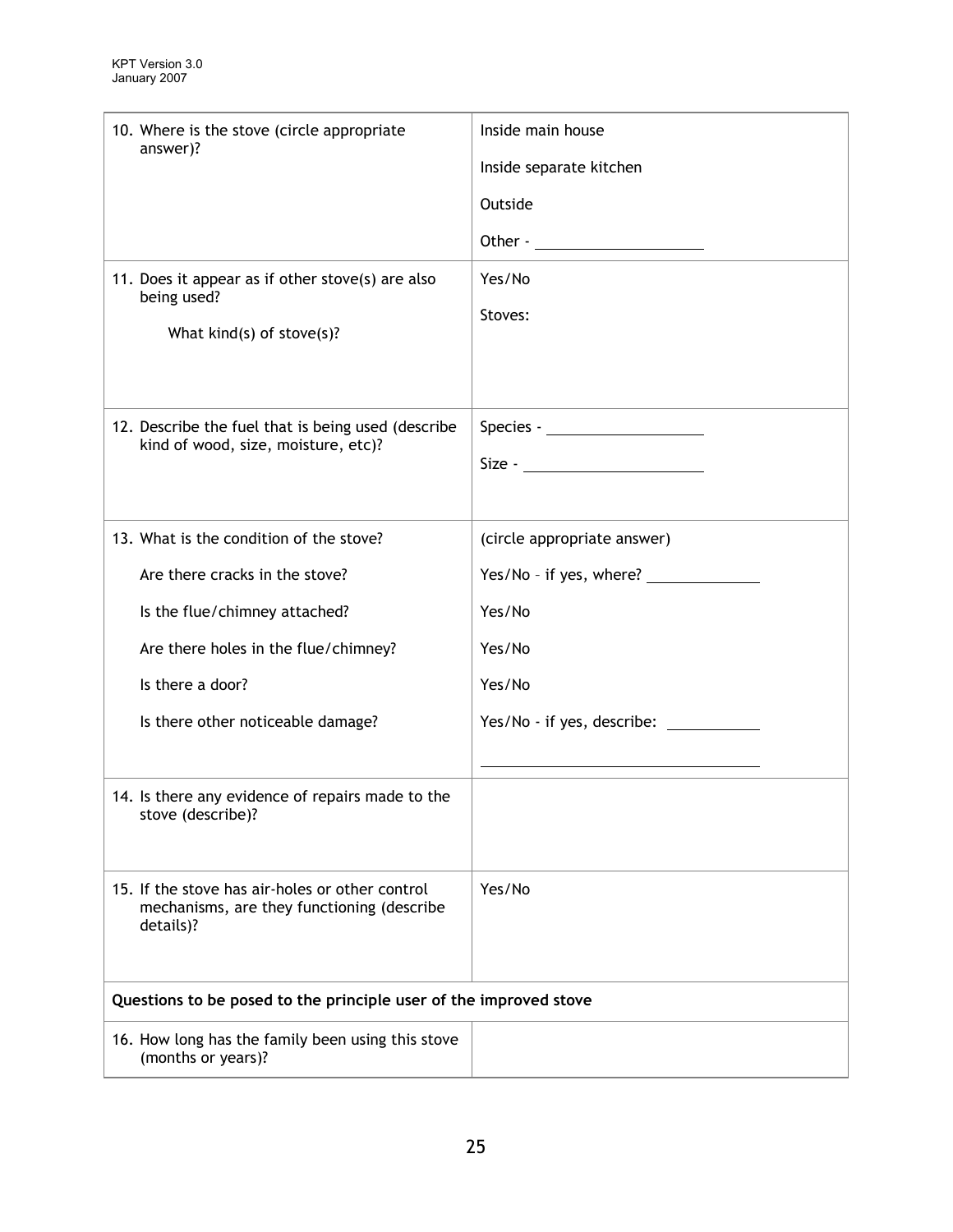| | |
|---|---|
| 10. Where is the stove (circle appropriate answer)? | Inside main house<br><br>Inside separate kitchen<br><br>Outside<br><br>Other - ____________________ |
| 11. Does it appear as if other stove(s) are also being used?<br><br>What kind(s) of stove(s)? | Yes/No<br><br>Stoves: |
| 12. Describe the fuel that is being used (describe kind of wood, size, moisture, etc)? | Species - ____________________<br><br>Size - ____________________ |
| 13. What is the condition of the stove?<br><br>Are there cracks in the stove?<br><br>Is the flue/chimney attached?<br><br>Are there holes in the flue/chimney?<br><br>Is there a door?<br><br>Is there other noticeable damage? | (circle appropriate answer)<br><br>Yes/No – if yes, where? ______________<br><br>Yes/No<br><br>Yes/No<br><br>Yes/No<br><br>Yes/No - if yes, describe: ____________<br><br>____________________________________ |
| 14. Is there any evidence of repairs made to the stove (describe)? | |
| 15. If the stove has air-holes or other control mechanisms, are they functioning (describe details)? | Yes/No |
| **Questions to be posed to the principle user of the improved stove** | |
| 16. How long has the family been using this stove (months or years)? | |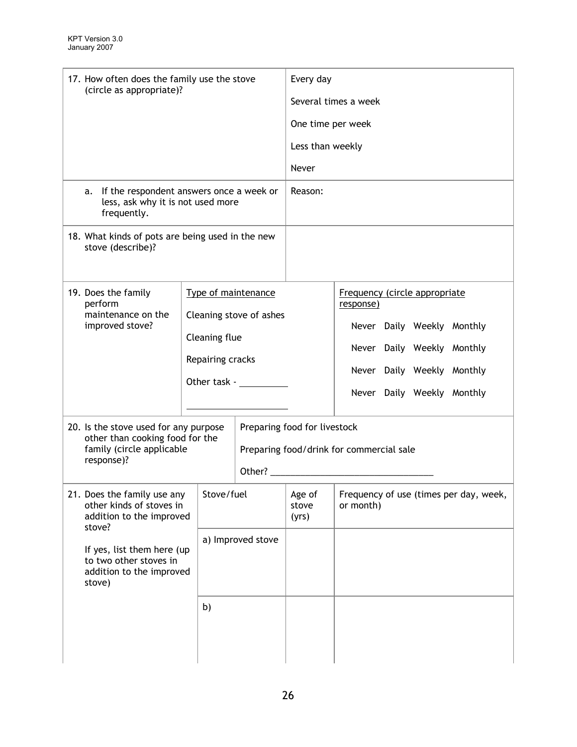| 17. How often does the family use the stove (circle as appropriate)? | Every day<br>Several times a week<br>One time per week<br>Less than weekly<br>Never |
|---|---|
| a. If the respondent answers once a week or less, ask why it is not used more frequently. | Reason: |
| 18. What kinds of pots are being used in the new stove (describe)? | |

| 19. Does the family perform maintenance on the improved stove? | Type of maintenance | Frequency (circle appropriate response) |
|---|---|---|
| | Cleaning stove of ashes | Never Daily Weekly Monthly |
| | Cleaning flue | Never Daily Weekly Monthly |
| | Repairing cracks | Never Daily Weekly Monthly |
| | Other task - __________ | Never Daily Weekly Monthly |

| 20. Is the stove used for any purpose other than cooking food for the family (circle applicable response)? | Preparing food for livestock<br>Preparing food/drink for commercial sale<br>Other? ________________________________ |
|---|---|

| 21. Does the family use any other kinds of stoves in addition to the improved stove?<br><br>If yes, list them here (up to two other stoves in addition to the improved stove) | Stove/fuel | Age of stove (yrs) | Frequency of use (times per day, week, or month) |
|---|---|---|---|
| | a) Improved stove | | |
| | b) | | |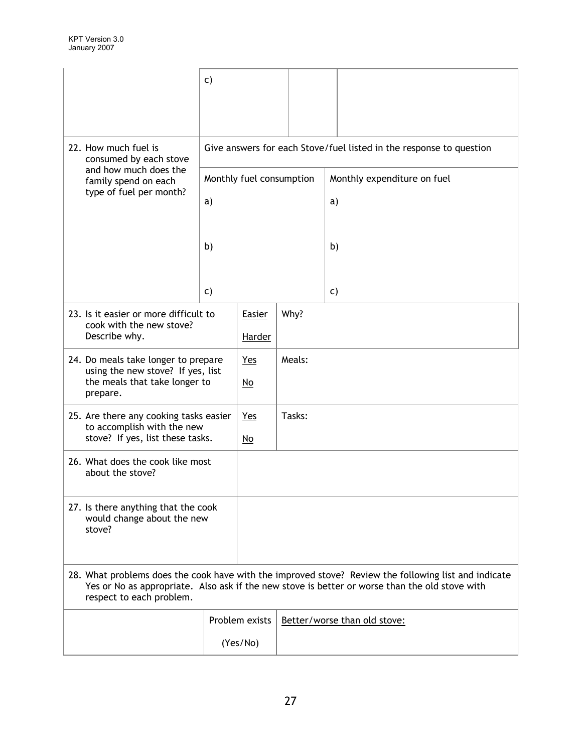| | c) | | | |
|---|---|---|---|---|
| 22. How much fuel is consumed by each stove and how much does the family spend on each type of fuel per month? | Give answers for each Stove/fuel listed in the response to question | | | |
| | Monthly fuel consumption<br><br>a)<br><br>b)<br><br>c) | | | Monthly expenditure on fuel<br><br>a)<br><br>b)<br><br>c) |

| | | |
|---|---|---|
| 23. Is it easier or more difficult to cook with the new stove? Describe why. | <u>Easier</u><br><br><u>Harder</u> | Why? |
| 24. Do meals take longer to prepare using the new stove? If yes, list the meals that take longer to prepare. | <u>Yes</u><br><br><u>No</u> | Meals: |
| 25. Are there any cooking tasks easier to accomplish with the new stove? If yes, list these tasks. | <u>Yes</u><br><br><u>No</u> | Tasks: |
| 26. What does the cook like most about the stove? | | |
| 27. Is there anything that the cook would change about the new stove? | | |

28. What problems does the cook have with the improved stove? Review the following list and indicate Yes or No as appropriate. Also ask if the new stove is better or worse than the old stove with respect to each problem.

| | Problem exists (Yes/No) | <u>Better/worse than old stove:</u> |
|---|---|---|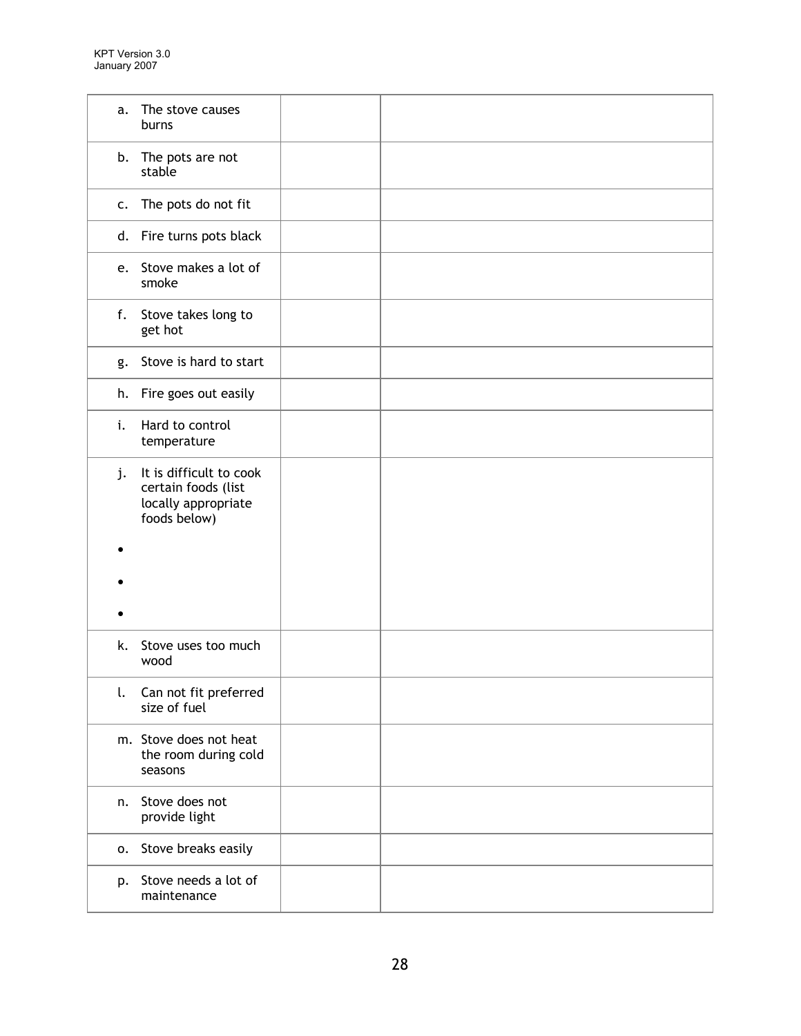| | | |
|---|---|---|
| a. The stove causes burns | | |
| b. The pots are not stable | | |
| c. The pots do not fit | | |
| d. Fire turns pots black | | |
| e. Stove makes a lot of smoke | | |
| f. Stove takes long to get hot | | |
| g. Stove is hard to start | | |
| h. Fire goes out easily | | |
| i. Hard to control temperature | | |
| j. It is difficult to cook certain foods (list locally appropriate foods below)<br>•<br>•<br>• | | |
| k. Stove uses too much wood | | |
| l. Can not fit preferred size of fuel | | |
| m. Stove does not heat the room during cold seasons | | |
| n. Stove does not provide light | | |
| o. Stove breaks easily | | |
| p. Stove needs a lot of maintenance | | |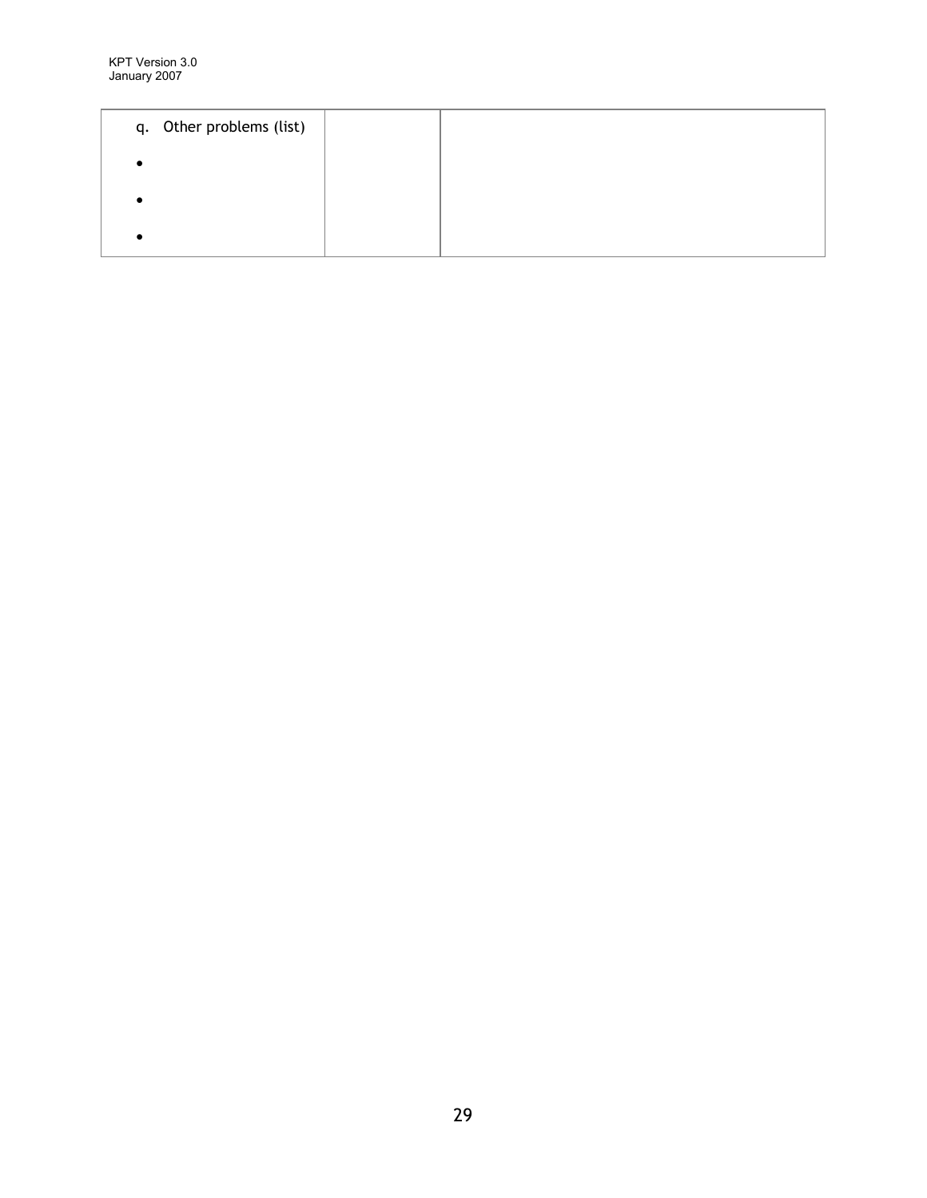| q. Other problems (list) | | |
|---|---|---|
| • | | |
| • | | |
| • | | |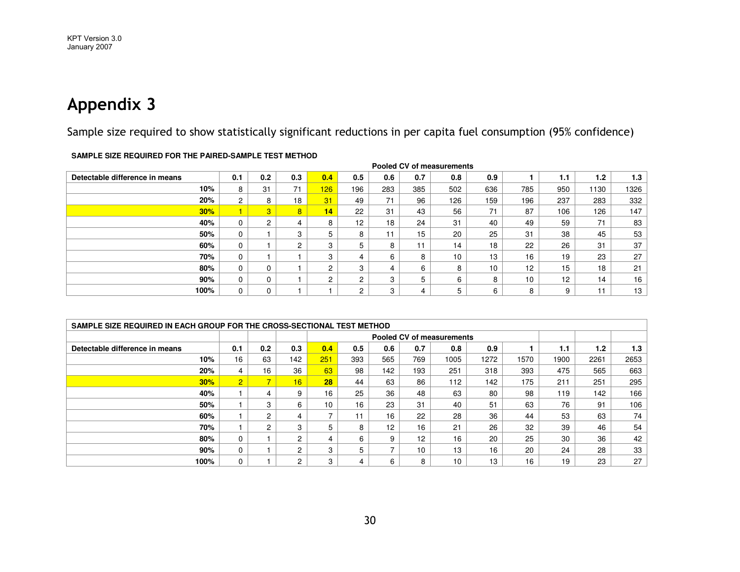# Appendix 3

Sample size required to show statistically significant reductions in per capita fuel consumption (95% confidence)

**SAMPLE SIZE REQUIRED FOR THE PAIRED-SAMPLE TEST METHOD**

| | Pooled CV of measurements | | | | | | | | | | | | |
|---|---|---|---|---|---|---|---|---|---|---|---|---|---|
| **Detectable difference in means** | **0.1** | **0.2** | **0.3** | **0.4** | **0.5** | **0.6** | **0.7** | **0.8** | **0.9** | **1** | **1.1** | **1.2** | **1.3** |
| **10%** | 8 | 31 | 71 | 126 | 196 | 283 | 385 | 502 | 636 | 785 | 950 | 1130 | 1326 |
| **20%** | 2 | 8 | 18 | 31 | 49 | 71 | 96 | 126 | 159 | 196 | 237 | 283 | 332 |
| **30%** | 1 | 3 | 8 | **14** | 22 | 31 | 43 | 56 | 71 | 87 | 106 | 126 | 147 |
| **40%** | 0 | 2 | 4 | 8 | 12 | 18 | 24 | 31 | 40 | 49 | 59 | 71 | 83 |
| **50%** | 0 | 1 | 3 | 5 | 8 | 11 | 15 | 20 | 25 | 31 | 38 | 45 | 53 |
| **60%** | 0 | 1 | 2 | 3 | 5 | 8 | 11 | 14 | 18 | 22 | 26 | 31 | 37 |
| **70%** | 0 | 1 | 1 | 3 | 4 | 6 | 8 | 10 | 13 | 16 | 19 | 23 | 27 |
| **80%** | 0 | 0 | 1 | 2 | 3 | 4 | 6 | 8 | 10 | 12 | 15 | 18 | 21 |
| **90%** | 0 | 0 | 1 | 2 | 2 | 3 | 5 | 6 | 8 | 10 | 12 | 14 | 16 |
| **100%** | 0 | 0 | 1 | 1 | 2 | 3 | 4 | 5 | 6 | 8 | 9 | 11 | 13 |

**SAMPLE SIZE REQUIRED IN EACH GROUP FOR THE CROSS-SECTIONAL TEST METHOD**

| | Pooled CV of measurements | | | | | | | | | | | | |
|---|---|---|---|---|---|---|---|---|---|---|---|---|---|
| **Detectable difference in means** | **0.1** | **0.2** | **0.3** | **0.4** | **0.5** | **0.6** | **0.7** | **0.8** | **0.9** | **1** | **1.1** | **1.2** | **1.3** |
| **10%** | 16 | 63 | 142 | 251 | 393 | 565 | 769 | 1005 | 1272 | 1570 | 1900 | 2261 | 2653 |
| **20%** | 4 | 16 | 36 | 63 | 98 | 142 | 193 | 251 | 318 | 393 | 475 | 565 | 663 |
| **30%** | 2 | 7 | 16 | **28** | 44 | 63 | 86 | 112 | 142 | 175 | 211 | 251 | 295 |
| **40%** | 1 | 4 | 9 | 16 | 25 | 36 | 48 | 63 | 80 | 98 | 119 | 142 | 166 |
| **50%** | 1 | 3 | 6 | 10 | 16 | 23 | 31 | 40 | 51 | 63 | 76 | 91 | 106 |
| **60%** | 1 | 2 | 4 | 7 | 11 | 16 | 22 | 28 | 36 | 44 | 53 | 63 | 74 |
| **70%** | 1 | 2 | 3 | 5 | 8 | 12 | 16 | 21 | 26 | 32 | 39 | 46 | 54 |
| **80%** | 0 | 1 | 2 | 4 | 6 | 9 | 12 | 16 | 20 | 25 | 30 | 36 | 42 |
| **90%** | 0 | 1 | 2 | 3 | 5 | 7 | 10 | 13 | 16 | 20 | 24 | 28 | 33 |
| **100%** | 0 | 1 | 2 | 3 | 4 | 6 | 8 | 10 | 13 | 16 | 19 | 23 | 27 |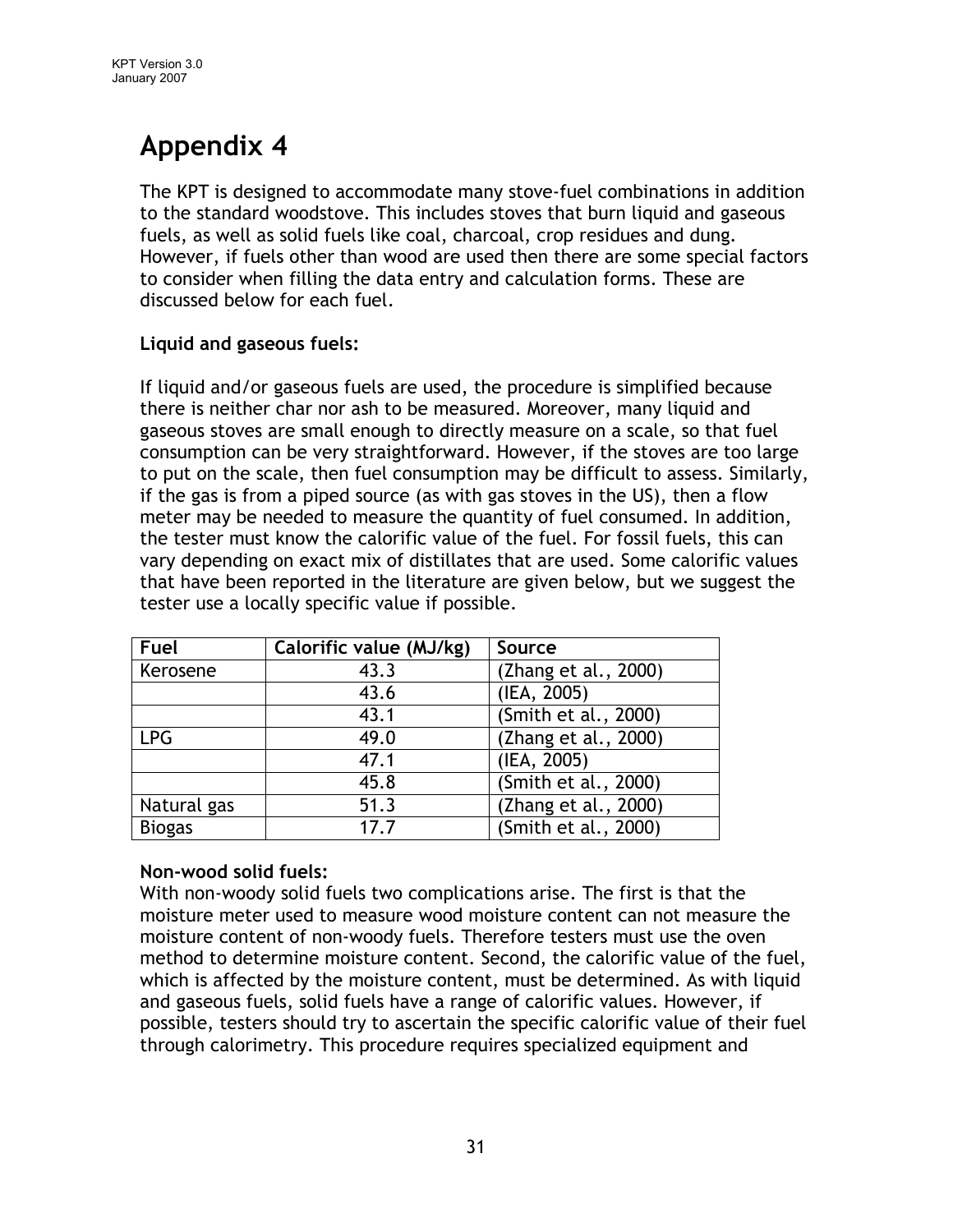# Appendix 4

The KPT is designed to accommodate many stove-fuel combinations in addition to the standard woodstove. This includes stoves that burn liquid and gaseous fuels, as well as solid fuels like coal, charcoal, crop residues and dung. However, if fuels other than wood are used then there are some special factors to consider when filling the data entry and calculation forms. These are discussed below for each fuel.

**Liquid and gaseous fuels:**

If liquid and/or gaseous fuels are used, the procedure is simplified because there is neither char nor ash to be measured. Moreover, many liquid and gaseous stoves are small enough to directly measure on a scale, so that fuel consumption can be very straightforward. However, if the stoves are too large to put on the scale, then fuel consumption may be difficult to assess. Similarly, if the gas is from a piped source (as with gas stoves in the US), then a flow meter may be needed to measure the quantity of fuel consumed. In addition, the tester must know the calorific value of the fuel. For fossil fuels, this can vary depending on exact mix of distillates that are used. Some calorific values that have been reported in the literature are given below, but we suggest the tester use a locally specific value if possible.

| Fuel | Calorific value (MJ/kg) | Source |
|---|---|---|
| Kerosene | 43.3 | (Zhang et al., 2000) |
| | 43.6 | (IEA, 2005) |
| | 43.1 | (Smith et al., 2000) |
| LPG | 49.0 | (Zhang et al., 2000) |
| | 47.1 | (IEA, 2005) |
| | 45.8 | (Smith et al., 2000) |
| Natural gas | 51.3 | (Zhang et al., 2000) |
| Biogas | 17.7 | (Smith et al., 2000) |

**Non-wood solid fuels:**

With non-woody solid fuels two complications arise. The first is that the moisture meter used to measure wood moisture content can not measure the moisture content of non-woody fuels. Therefore testers must use the oven method to determine moisture content. Second, the calorific value of the fuel, which is affected by the moisture content, must be determined. As with liquid and gaseous fuels, solid fuels have a range of calorific values. However, if possible, testers should try to ascertain the specific calorific value of their fuel through calorimetry. This procedure requires specialized equipment and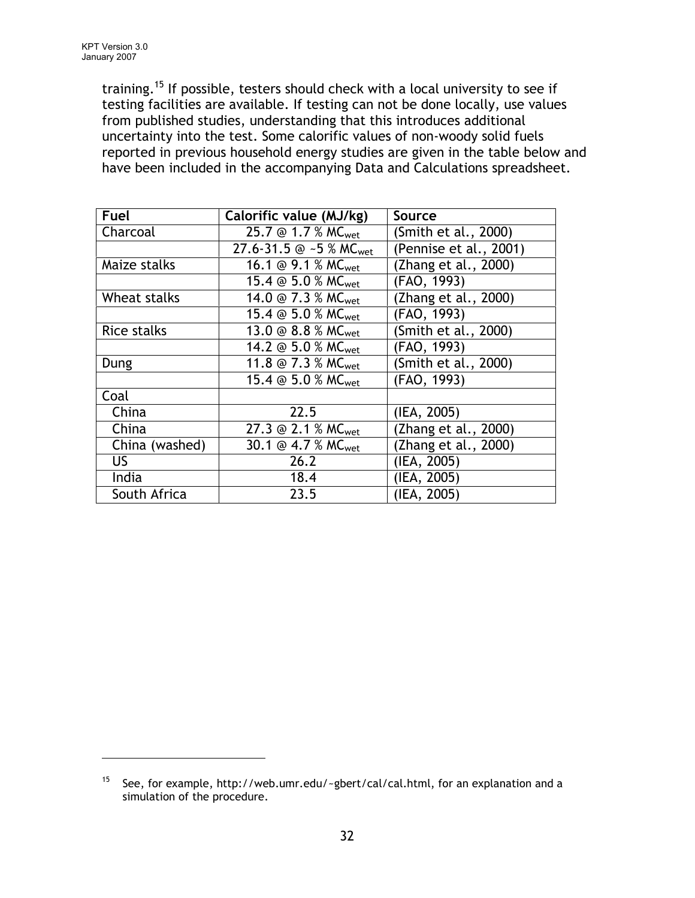training.[15] If possible, testers should check with a local university to see if testing facilities are available. If testing can not be done locally, use values from published studies, understanding that this introduces additional uncertainty into the test. Some calorific values of non-woody solid fuels reported in previous household energy studies are given in the table below and have been included in the accompanying Data and Calculations spreadsheet.

| Fuel | Calorific value (MJ/kg) | Source |
|---|---|---|
| Charcoal | 25.7 @ 1.7 % $MC_{wet}$ | (Smith et al., 2000) |
| | 27.6-31.5 @ ~5 % $MC_{wet}$ | (Pennise et al., 2001) |
| Maize stalks | 16.1 @ 9.1 % $MC_{wet}$ | (Zhang et al., 2000) |
| | 15.4 @ 5.0 % $MC_{wet}$ | (FAO, 1993) |
| Wheat stalks | 14.0 @ 7.3 % $MC_{wet}$ | (Zhang et al., 2000) |
| | 15.4 @ 5.0 % $MC_{wet}$ | (FAO, 1993) |
| Rice stalks | 13.0 @ 8.8 % $MC_{wet}$ | (Smith et al., 2000) |
| | 14.2 @ 5.0 % $MC_{wet}$ | (FAO, 1993) |
| Dung | 11.8 @ 7.3 % $MC_{wet}$ | (Smith et al., 2000) |
| | 15.4 @ 5.0 % $MC_{wet}$ | (FAO, 1993) |
| Coal | | |
| China | 22.5 | (IEA, 2005) |
| China | 27.3 @ 2.1 % $MC_{wet}$ | (Zhang et al., 2000) |
| China (washed) | 30.1 @ 4.7 % $MC_{wet}$ | (Zhang et al., 2000) |
| US | 26.2 | (IEA, 2005) |
| India | 18.4 | (IEA, 2005) |
| South Africa | 23.5 | (IEA, 2005) |

[15] See, for example, http://web.umr.edu/~gbert/cal/cal.html, for an explanation and a simulation of the procedure.